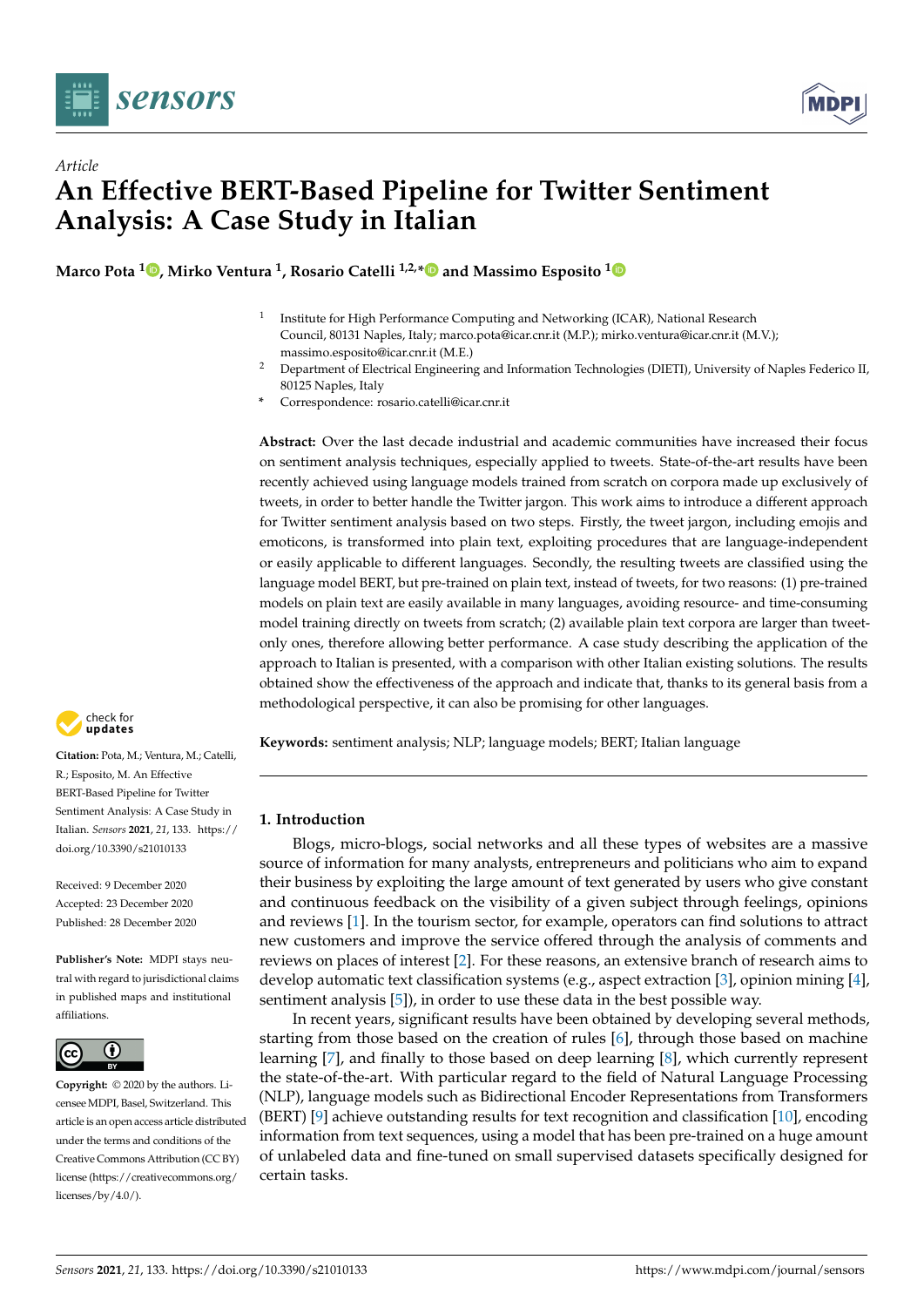*Article*

# An Effective BERT-Based Pipeline for Twitter Sentiment Analysis: A Case Study in Italian

**Marco Pota [1], Mirko Ventura [1], Rosario Catelli [1,2,*] and Massimo Esposito [1]**

[1] Institute for High Performance Computing and Networking (ICAR), National Research Council, 80131 Naples, Italy; marco.pota@icar.cnr.it (M.P.); mirko.ventura@icar.cnr.it (M.V.); massimo.esposito@icar.cnr.it (M.E.)

[2] Department of Electrical Engineering and Information Technologies (DIETI), University of Naples Federico II, 80125 Naples, Italy

[*] Correspondence: rosario.catelli@icar.cnr.it

**Abstract:** Over the last decade industrial and academic communities have increased their focus on sentiment analysis techniques, especially applied to tweets. State-of-the-art results have been recently achieved using language models trained from scratch on corpora made up exclusively of tweets, in order to better handle the Twitter jargon. This work aims to introduce a different approach for Twitter sentiment analysis based on two steps. Firstly, the tweet jargon, including emojis and emoticons, is transformed into plain text, exploiting procedures that are language-independent or easily applicable to different languages. Secondly, the resulting tweets are classified using the language model BERT, but pre-trained on plain text, instead of tweets, for two reasons: (1) pre-trained models on plain text are easily available in many languages, avoiding resource- and time-consuming model training directly on tweets from scratch; (2) available plain text corpora are larger than tweet-only ones, therefore allowing better performance. A case study describing the application of the approach to Italian is presented, with a comparison with other Italian existing solutions. The results obtained show the effectiveness of the approach and indicate that, thanks to its general basis from a methodological perspective, it can also be promising for other languages.

**Keywords:** sentiment analysis; NLP; language models; BERT; Italian language

**Citation:** Pota, M.; Ventura, M.; Catelli, R.; Esposito, M. An Effective BERT-Based Pipeline for Twitter Sentiment Analysis: A Case Study in Italian. *Sensors* **2021**, *21*, 133. https://doi.org/10.3390/s21010133

Received: 9 December 2020
Accepted: 23 December 2020
Published: 28 December 2020

**Publisher's Note:** MDPI stays neutral with regard to jurisdictional claims in published maps and institutional affiliations.

**Copyright:** © 2020 by the authors. Licensee MDPI, Basel, Switzerland. This article is an open access article distributed under the terms and conditions of the Creative Commons Attribution (CC BY) license (https://creativecommons.org/licenses/by/4.0/).

## 1. Introduction

Blogs, micro-blogs, social networks and all these types of websites are a massive source of information for many analysts, entrepreneurs and politicians who aim to expand their business by exploiting the large amount of text generated by users who give constant and continuous feedback on the visibility of a given subject through feelings, opinions and reviews [1]. In the tourism sector, for example, operators can find solutions to attract new customers and improve the service offered through the analysis of comments and reviews on places of interest [2]. For these reasons, an extensive branch of research aims to develop automatic text classification systems (e.g., aspect extraction [3], opinion mining [4], sentiment analysis [5]), in order to use these data in the best possible way.

In recent years, significant results have been obtained by developing several methods, starting from those based on the creation of rules [6], through those based on machine learning [7], and finally to those based on deep learning [8], which currently represent the state-of-the-art. With particular regard to the field of Natural Language Processing (NLP), language models such as Bidirectional Encoder Representations from Transformers (BERT) [9] achieve outstanding results for text recognition and classification [10], encoding information from text sequences, using a model that has been pre-trained on a huge amount of unlabeled data and fine-tuned on small supervised datasets specifically designed for certain tasks.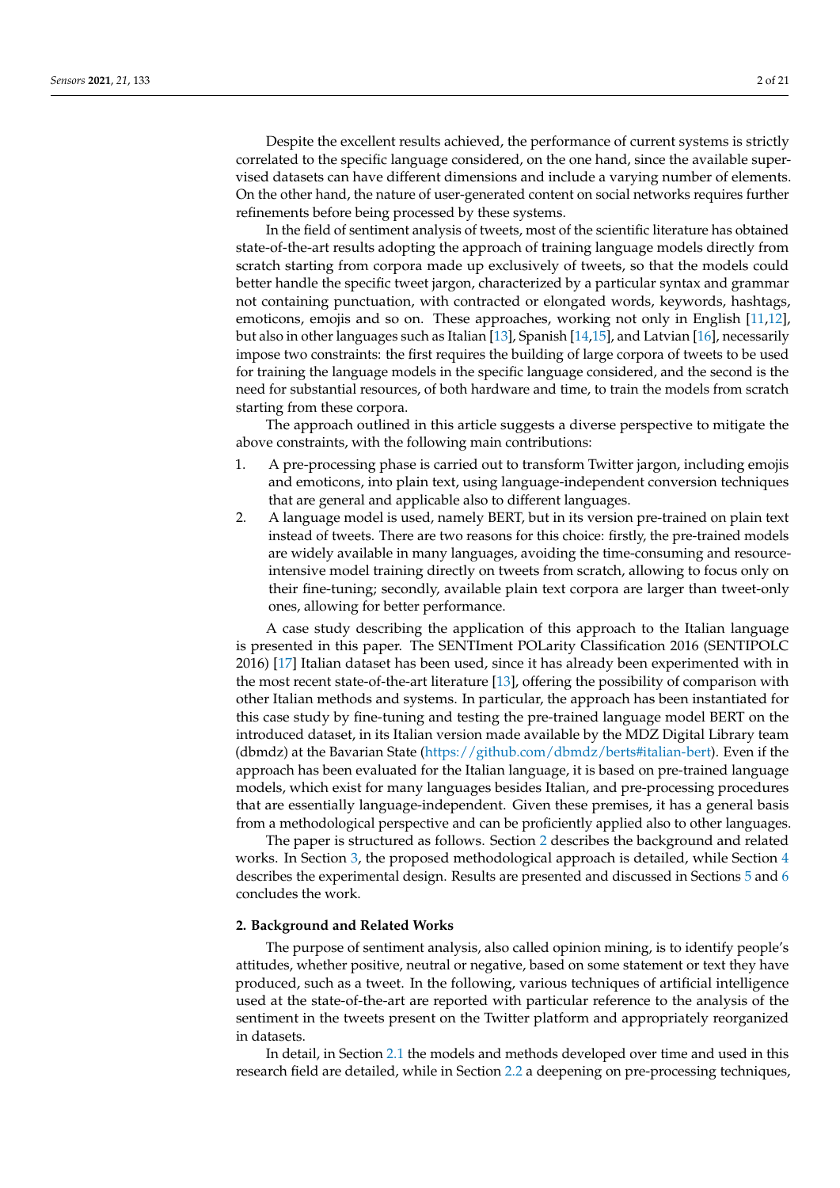Despite the excellent results achieved, the performance of current systems is strictly correlated to the specific language considered, on the one hand, since the available supervised datasets can have different dimensions and include a varying number of elements. On the other hand, the nature of user-generated content on social networks requires further refinements before being processed by these systems.

In the field of sentiment analysis of tweets, most of the scientific literature has obtained state-of-the-art results adopting the approach of training language models directly from scratch starting from corpora made up exclusively of tweets, so that the models could better handle the specific tweet jargon, characterized by a particular syntax and grammar not containing punctuation, with contracted or elongated words, keywords, hashtags, emoticons, emojis and so on. These approaches, working not only in English [11,12], but also in other languages such as Italian [13], Spanish [14,15], and Latvian [16], necessarily impose two constraints: the first requires the building of large corpora of tweets to be used for training the language models in the specific language considered, and the second is the need for substantial resources, of both hardware and time, to train the models from scratch starting from these corpora.

The approach outlined in this article suggests a diverse perspective to mitigate the above constraints, with the following main contributions:

1. A pre-processing phase is carried out to transform Twitter jargon, including emojis and emoticons, into plain text, using language-independent conversion techniques that are general and applicable also to different languages.
2. A language model is used, namely BERT, but in its version pre-trained on plain text instead of tweets. There are two reasons for this choice: firstly, the pre-trained models are widely available in many languages, avoiding the time-consuming and resource-intensive model training directly on tweets from scratch, allowing to focus only on their fine-tuning; secondly, available plain text corpora are larger than tweet-only ones, allowing for better performance.

A case study describing the application of this approach to the Italian language is presented in this paper. The SENTIment POLarity Classification 2016 (SENTIPOLC 2016) [17] Italian dataset has been used, since it has already been experimented with in the most recent state-of-the-art literature [13], offering the possibility of comparison with other Italian methods and systems. In particular, the approach has been instantiated for this case study by fine-tuning and testing the pre-trained language model BERT on the introduced dataset, in its Italian version made available by the MDZ Digital Library team (dbmdz) at the Bavarian State (https://github.com/dbmdz/berts#italian-bert). Even if the approach has been evaluated for the Italian language, it is based on pre-trained language models, which exist for many languages besides Italian, and pre-processing procedures that are essentially language-independent. Given these premises, it has a general basis from a methodological perspective and can be proficiently applied also to other languages.

The paper is structured as follows. Section 2 describes the background and related works. In Section 3, the proposed methodological approach is detailed, while Section 4 describes the experimental design. Results are presented and discussed in Sections 5 and 6 concludes the work.

## 2. Background and Related Works

The purpose of sentiment analysis, also called opinion mining, is to identify people's attitudes, whether positive, neutral or negative, based on some statement or text they have produced, such as a tweet. In the following, various techniques of artificial intelligence used at the state-of-the-art are reported with particular reference to the analysis of the sentiment in the tweets present on the Twitter platform and appropriately reorganized in datasets.

In detail, in Section 2.1 the models and methods developed over time and used in this research field are detailed, while in Section 2.2 a deepening on pre-processing techniques,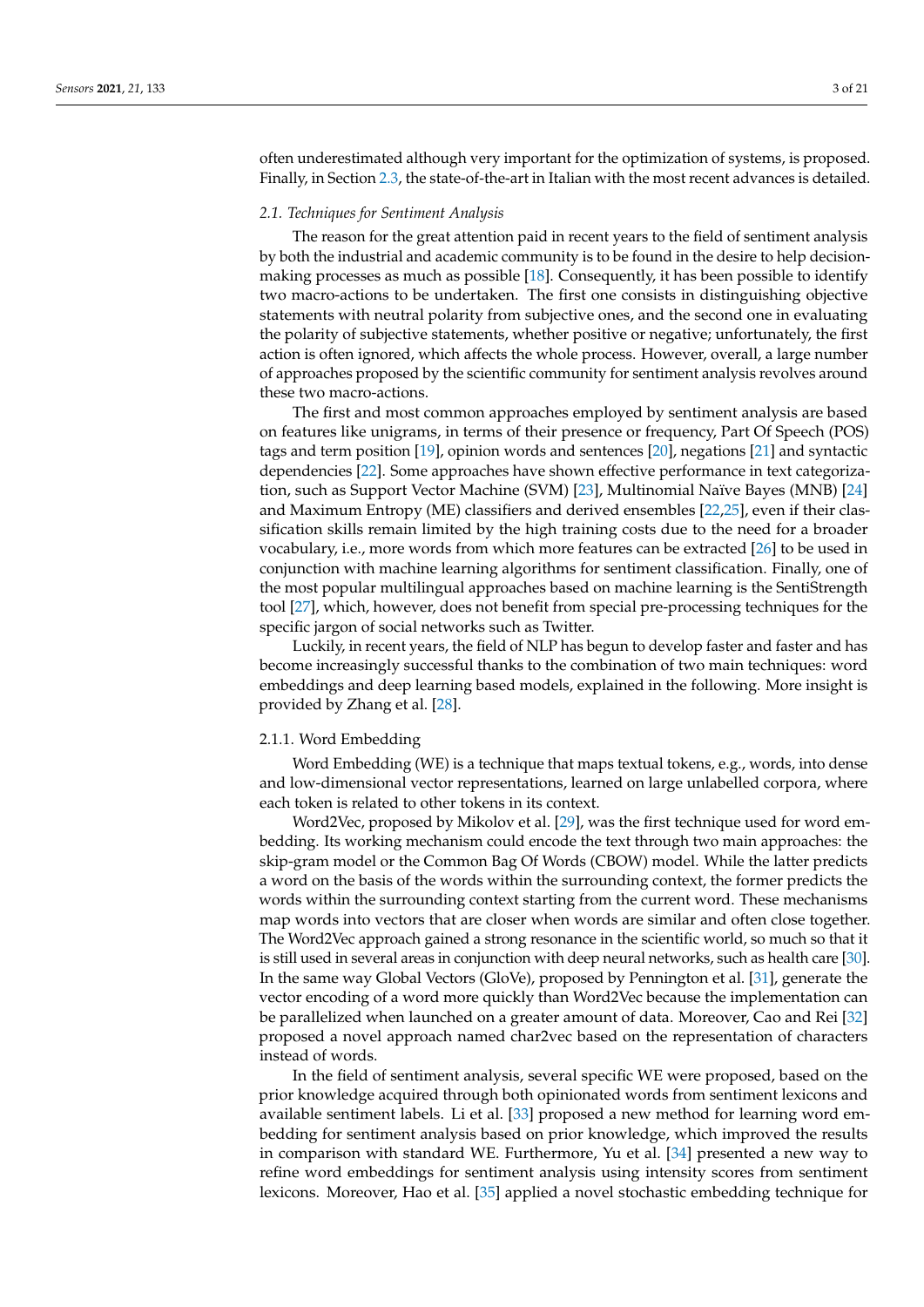often underestimated although very important for the optimization of systems, is proposed. Finally, in Section 2.3, the state-of-the-art in Italian with the most recent advances is detailed.

### 2.1. Techniques for Sentiment Analysis

The reason for the great attention paid in recent years to the field of sentiment analysis by both the industrial and academic community is to be found in the desire to help decision-making processes as much as possible [18]. Consequently, it has been possible to identify two macro-actions to be undertaken. The first one consists in distinguishing objective statements with neutral polarity from subjective ones, and the second one in evaluating the polarity of subjective statements, whether positive or negative; unfortunately, the first action is often ignored, which affects the whole process. However, overall, a large number of approaches proposed by the scientific community for sentiment analysis revolves around these two macro-actions.

The first and most common approaches employed by sentiment analysis are based on features like unigrams, in terms of their presence or frequency, Part Of Speech (POS) tags and term position [19], opinion words and sentences [20], negations [21] and syntactic dependencies [22]. Some approaches have shown effective performance in text categorization, such as Support Vector Machine (SVM) [23], Multinomial Naïve Bayes (MNB) [24] and Maximum Entropy (ME) classifiers and derived ensembles [22,25], even if their classification skills remain limited by the high training costs due to the need for a broader vocabulary, i.e., more words from which more features can be extracted [26] to be used in conjunction with machine learning algorithms for sentiment classification. Finally, one of the most popular multilingual approaches based on machine learning is the SentiStrength tool [27], which, however, does not benefit from special pre-processing techniques for the specific jargon of social networks such as Twitter.

Luckily, in recent years, the field of NLP has begun to develop faster and faster and has become increasingly successful thanks to the combination of two main techniques: word embeddings and deep learning based models, explained in the following. More insight is provided by Zhang et al. [28].

#### 2.1.1. Word Embedding

Word Embedding (WE) is a technique that maps textual tokens, e.g., words, into dense and low-dimensional vector representations, learned on large unlabelled corpora, where each token is related to other tokens in its context.

Word2Vec, proposed by Mikolov et al. [29], was the first technique used for word embedding. Its working mechanism could encode the text through two main approaches: the skip-gram model or the Common Bag Of Words (CBOW) model. While the latter predicts a word on the basis of the words within the surrounding context, the former predicts the words within the surrounding context starting from the current word. These mechanisms map words into vectors that are closer when words are similar and often close together. The Word2Vec approach gained a strong resonance in the scientific world, so much so that it is still used in several areas in conjunction with deep neural networks, such as health care [30]. In the same way Global Vectors (GloVe), proposed by Pennington et al. [31], generate the vector encoding of a word more quickly than Word2Vec because the implementation can be parallelized when launched on a greater amount of data. Moreover, Cao and Rei [32] proposed a novel approach named char2vec based on the representation of characters instead of words.

In the field of sentiment analysis, several specific WE were proposed, based on the prior knowledge acquired through both opinionated words from sentiment lexicons and available sentiment labels. Li et al. [33] proposed a new method for learning word embedding for sentiment analysis based on prior knowledge, which improved the results in comparison with standard WE. Furthermore, Yu et al. [34] presented a new way to refine word embeddings for sentiment analysis using intensity scores from sentiment lexicons. Moreover, Hao et al. [35] applied a novel stochastic embedding technique for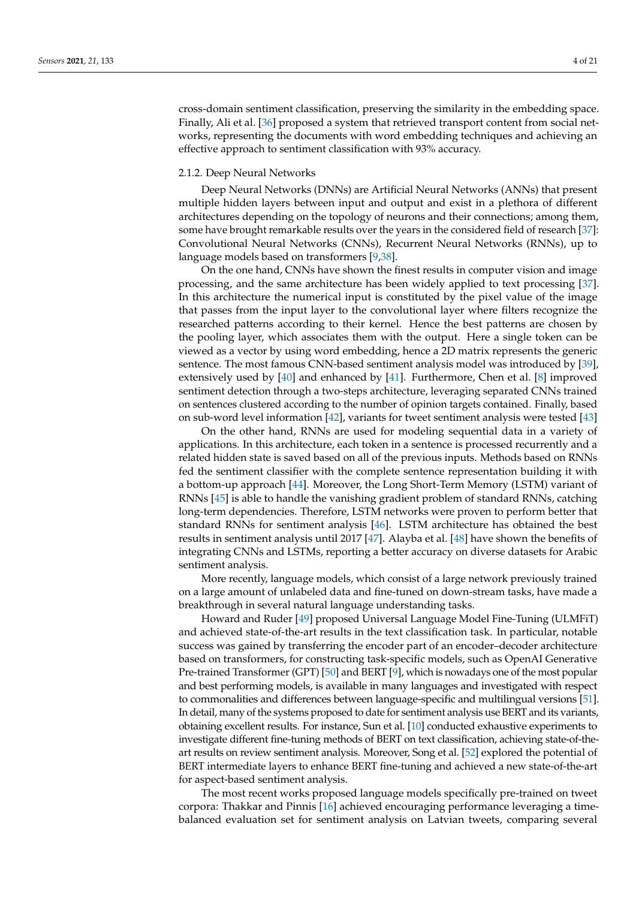cross-domain sentiment classification, preserving the similarity in the embedding space. Finally, Ali et al. [36] proposed a system that retrieved transport content from social networks, representing the documents with word embedding techniques and achieving an effective approach to sentiment classification with 93% accuracy.

#### 2.1.2. Deep Neural Networks

Deep Neural Networks (DNNs) are Artificial Neural Networks (ANNs) that present multiple hidden layers between input and output and exist in a plethora of different architectures depending on the topology of neurons and their connections; among them, some have brought remarkable results over the years in the considered field of research [37]: Convolutional Neural Networks (CNNs), Recurrent Neural Networks (RNNs), up to language models based on transformers [9,38].

On the one hand, CNNs have shown the finest results in computer vision and image processing, and the same architecture has been widely applied to text processing [37]. In this architecture the numerical input is constituted by the pixel value of the image that passes from the input layer to the convolutional layer where filters recognize the researched patterns according to their kernel. Hence the best patterns are chosen by the pooling layer, which associates them with the output. Here a single token can be viewed as a vector by using word embedding, hence a 2D matrix represents the generic sentence. The most famous CNN-based sentiment analysis model was introduced by [39], extensively used by [40] and enhanced by [41]. Furthermore, Chen et al. [8] improved sentiment detection through a two-steps architecture, leveraging separated CNNs trained on sentences clustered according to the number of opinion targets contained. Finally, based on sub-word level information [42], variants for tweet sentiment analysis were tested [43]

On the other hand, RNNs are used for modeling sequential data in a variety of applications. In this architecture, each token in a sentence is processed recurrently and a related hidden state is saved based on all of the previous inputs. Methods based on RNNs fed the sentiment classifier with the complete sentence representation building it with a bottom-up approach [44]. Moreover, the Long Short-Term Memory (LSTM) variant of RNNs [45] is able to handle the vanishing gradient problem of standard RNNs, catching long-term dependencies. Therefore, LSTM networks were proven to perform better that standard RNNs for sentiment analysis [46]. LSTM architecture has obtained the best results in sentiment analysis until 2017 [47]. Alayba et al. [48] have shown the benefits of integrating CNNs and LSTMs, reporting a better accuracy on diverse datasets for Arabic sentiment analysis.

More recently, language models, which consist of a large network previously trained on a large amount of unlabeled data and fine-tuned on down-stream tasks, have made a breakthrough in several natural language understanding tasks.

Howard and Ruder [49] proposed Universal Language Model Fine-Tuning (ULMFiT) and achieved state-of-the-art results in the text classification task. In particular, notable success was gained by transferring the encoder part of an encoder–decoder architecture based on transformers, for constructing task-specific models, such as OpenAI Generative Pre-trained Transformer (GPT) [50] and BERT [9], which is nowadays one of the most popular and best performing models, is available in many languages and investigated with respect to commonalities and differences between language-specific and multilingual versions [51]. In detail, many of the systems proposed to date for sentiment analysis use BERT and its variants, obtaining excellent results. For instance, Sun et al. [10] conducted exhaustive experiments to investigate different fine-tuning methods of BERT on text classification, achieving state-of-the-art results on review sentiment analysis. Moreover, Song et al. [52] explored the potential of BERT intermediate layers to enhance BERT fine-tuning and achieved a new state-of-the-art for aspect-based sentiment analysis.

The most recent works proposed language models specifically pre-trained on tweet corpora: Thakkar and Pinnis [16] achieved encouraging performance leveraging a time-balanced evaluation set for sentiment analysis on Latvian tweets, comparing several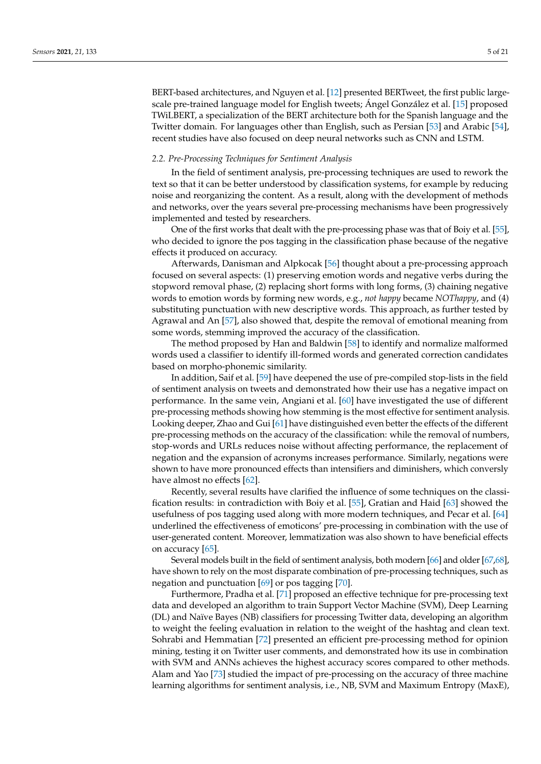BERT-based architectures, and Nguyen et al. [12] presented BERTweet, the first public large-scale pre-trained language model for English tweets; Ángel González et al. [15] proposed TWiLBERT, a specialization of the BERT architecture both for the Spanish language and the Twitter domain. For languages other than English, such as Persian [53] and Arabic [54], recent studies have also focused on deep neural networks such as CNN and LSTM.

### 2.2. Pre-Processing Techniques for Sentiment Analysis

In the field of sentiment analysis, pre-processing techniques are used to rework the text so that it can be better understood by classification systems, for example by reducing noise and reorganizing the content. As a result, along with the development of methods and networks, over the years several pre-processing mechanisms have been progressively implemented and tested by researchers.

One of the first works that dealt with the pre-processing phase was that of Boiy et al. [55], who decided to ignore the pos tagging in the classification phase because of the negative effects it produced on accuracy.

Afterwards, Danisman and Alpkocak [56] thought about a pre-processing approach focused on several aspects: (1) preserving emotion words and negative verbs during the stopword removal phase, (2) replacing short forms with long forms, (3) chaining negative words to emotion words by forming new words, e.g., *not happy* became *NOThappy*, and (4) substituting punctuation with new descriptive words. This approach, as further tested by Agrawal and An [57], also showed that, despite the removal of emotional meaning from some words, stemming improved the accuracy of the classification.

The method proposed by Han and Baldwin [58] to identify and normalize malformed words used a classifier to identify ill-formed words and generated correction candidates based on morpho-phonemic similarity.

In addition, Saif et al. [59] have deepened the use of pre-compiled stop-lists in the field of sentiment analysis on tweets and demonstrated how their use has a negative impact on performance. In the same vein, Angiani et al. [60] have investigated the use of different pre-processing methods showing how stemming is the most effective for sentiment analysis. Looking deeper, Zhao and Gui [61] have distinguished even better the effects of the different pre-processing methods on the accuracy of the classification: while the removal of numbers, stop-words and URLs reduces noise without affecting performance, the replacement of negation and the expansion of acronyms increases performance. Similarly, negations were shown to have more pronounced effects than intensifiers and diminishers, which conversly have almost no effects [62].

Recently, several results have clarified the influence of some techniques on the classification results: in contradiction with Boiy et al. [55], Gratian and Haid [63] showed the usefulness of pos tagging used along with more modern techniques, and Pecar et al. [64] underlined the effectiveness of emoticons' pre-processing in combination with the use of user-generated content. Moreover, lemmatization was also shown to have beneficial effects on accuracy [65].

Several models built in the field of sentiment analysis, both modern [66] and older [67,68], have shown to rely on the most disparate combination of pre-processing techniques, such as negation and punctuation [69] or pos tagging [70].

Furthermore, Pradha et al. [71] proposed an effective technique for pre-processing text data and developed an algorithm to train Support Vector Machine (SVM), Deep Learning (DL) and Naïve Bayes (NB) classifiers for processing Twitter data, developing an algorithm to weight the feeling evaluation in relation to the weight of the hashtag and clean text. Sohrabi and Hemmatian [72] presented an efficient pre-processing method for opinion mining, testing it on Twitter user comments, and demonstrated how its use in combination with SVM and ANNs achieves the highest accuracy scores compared to other methods. Alam and Yao [73] studied the impact of pre-processing on the accuracy of three machine learning algorithms for sentiment analysis, i.e., NB, SVM and Maximum Entropy (MaxE),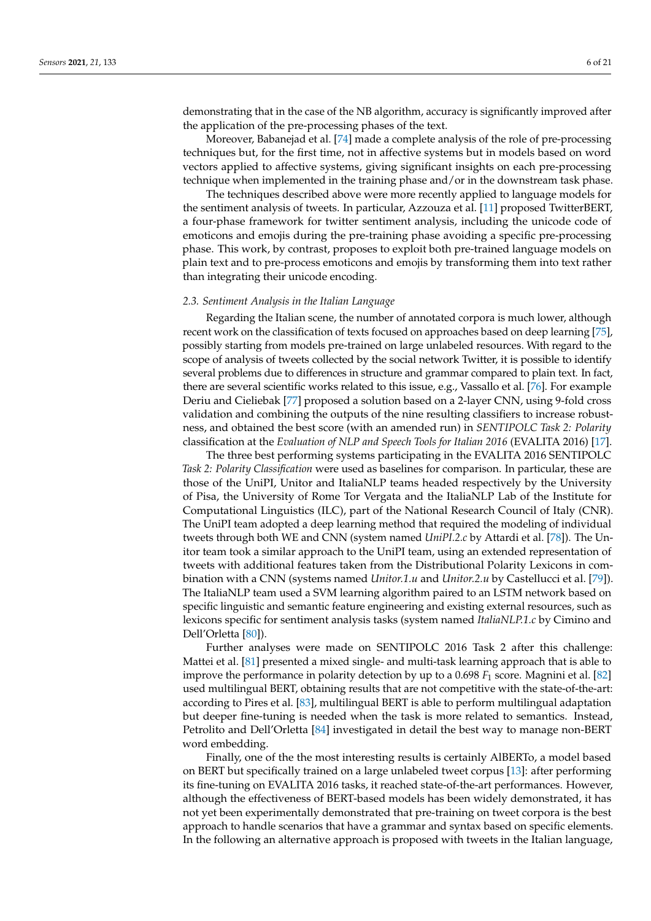demonstrating that in the case of the NB algorithm, accuracy is significantly improved after the application of the pre-processing phases of the text.

Moreover, Babanejad et al. [74] made a complete analysis of the role of pre-processing techniques but, for the first time, not in affective systems but in models based on word vectors applied to affective systems, giving significant insights on each pre-processing technique when implemented in the training phase and/or in the downstream task phase.

The techniques described above were more recently applied to language models for the sentiment analysis of tweets. In particular, Azzouza et al. [11] proposed TwitterBERT, a four-phase framework for twitter sentiment analysis, including the unicode code of emoticons and emojis during the pre-training phase avoiding a specific pre-processing phase. This work, by contrast, proposes to exploit both pre-trained language models on plain text and to pre-process emoticons and emojis by transforming them into text rather than integrating their unicode encoding.

### 2.3. Sentiment Analysis in the Italian Language

Regarding the Italian scene, the number of annotated corpora is much lower, although recent work on the classification of texts focused on approaches based on deep learning [75], possibly starting from models pre-trained on large unlabeled resources. With regard to the scope of analysis of tweets collected by the social network Twitter, it is possible to identify several problems due to differences in structure and grammar compared to plain text. In fact, there are several scientific works related to this issue, e.g., Vassallo et al. [76]. For example Deriu and Cieliebak [77] proposed a solution based on a 2-layer CNN, using 9-fold cross validation and combining the outputs of the nine resulting classifiers to increase robustness, and obtained the best score (with an amended run) in *SENTIPOLC Task 2: Polarity* classification at the *Evaluation of NLP and Speech Tools for Italian 2016* (EVALITA 2016) [17].

The three best performing systems participating in the EVALITA 2016 SENTIPOLC *Task 2: Polarity Classification* were used as baselines for comparison. In particular, these are those of the UniPI, Unitor and ItaliaNLP teams headed respectively by the University of Pisa, the University of Rome Tor Vergata and the ItaliaNLP Lab of the Institute for Computational Linguistics (ILC), part of the National Research Council of Italy (CNR). The UniPI team adopted a deep learning method that required the modeling of individual tweets through both WE and CNN (system named *UniPI.2.c* by Attardi et al. [78]). The Unitor team took a similar approach to the UniPI team, using an extended representation of tweets with additional features taken from the Distributional Polarity Lexicons in combination with a CNN (systems named *Unitor.1.u* and *Unitor.2.u* by Castellucci et al. [79]). The ItaliaNLP team used a SVM learning algorithm paired to an LSTM network based on specific linguistic and semantic feature engineering and existing external resources, such as lexicons specific for sentiment analysis tasks (system named *ItaliaNLP.1.c* by Cimino and Dell'Orletta [80]).

Further analyses were made on SENTIPOLC 2016 Task 2 after this challenge: Mattei et al. [81] presented a mixed single- and multi-task learning approach that is able to improve the performance in polarity detection by up to a 0.698 $F_1$ score. Magnini et al. [82] used multilingual BERT, obtaining results that are not competitive with the state-of-the-art: according to Pires et al. [83], multilingual BERT is able to perform multilingual adaptation but deeper fine-tuning is needed when the task is more related to semantics. Instead, Petrolito and Dell'Orletta [84] investigated in detail the best way to manage non-BERT word embedding.

Finally, one of the the most interesting results is certainly AlBERTo, a model based on BERT but specifically trained on a large unlabeled tweet corpus [13]: after performing its fine-tuning on EVALITA 2016 tasks, it reached state-of-the-art performances. However, although the effectiveness of BERT-based models has been widely demonstrated, it has not yet been experimentally demonstrated that pre-training on tweet corpora is the best approach to handle scenarios that have a grammar and syntax based on specific elements. In the following an alternative approach is proposed with tweets in the Italian language,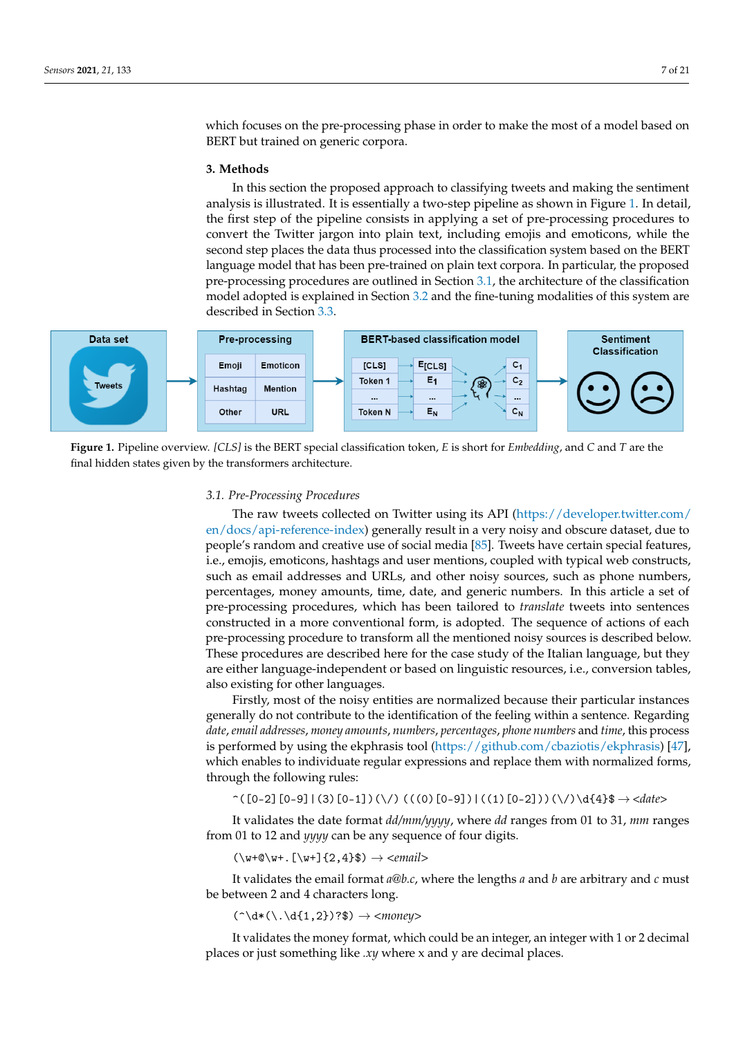which focuses on the pre-processing phase in order to make the most of a model based on BERT but trained on generic corpora.

## 3. Methods

In this section the proposed approach to classifying tweets and making the sentiment analysis is illustrated. It is essentially a two-step pipeline as shown in Figure 1. In detail, the first step of the pipeline consists in applying a set of pre-processing procedures to convert the Twitter jargon into plain text, including emojis and emoticons, while the second step places the data thus processed into the classification system based on the BERT language model that has been pre-trained on plain text corpora. In particular, the proposed pre-processing procedures are outlined in Section 3.1, the architecture of the classification model adopted is explained in Section 3.2 and the fine-tuning modalities of this system are described in Section 3.3.

**Figure 1.** Pipeline overview. *[CLS]* is the BERT special classification token, *E* is short for *Embedding*, and *C* and *T* are the final hidden states given by the transformers architecture.

### 3.1. Pre-Processing Procedures

The raw tweets collected on Twitter using its API (https://developer.twitter.com/en/docs/api-reference-index) generally result in a very noisy and obscure dataset, due to people's random and creative use of social media [85]. Tweets have certain special features, i.e., emojis, emoticons, hashtags and user mentions, coupled with typical web constructs, such as email addresses and URLs, and other noisy sources, such as phone numbers, percentages, money amounts, time, date, and generic numbers. In this article a set of pre-processing procedures, which has been tailored to *translate* tweets into sentences constructed in a more conventional form, is adopted. The sequence of actions of each pre-processing procedure to transform all the mentioned noisy sources is described below. These procedures are described here for the case study of the Italian language, but they are either language-independent or based on linguistic resources, i.e., conversion tables, also existing for other languages.

Firstly, most of the noisy entities are normalized because their particular instances generally do not contribute to the identification of the feeling within a sentence. Regarding *date*, *email addresses*, *money amounts*, *numbers*, *percentages*, *phone numbers* and *time*, this process is performed by using the ekphrasis tool (https://github.com/cbaziotis/ekphrasis) [47], which enables to individuate regular expressions and replace them with normalized forms, through the following rules:

`^([0-2][0-9]|(3)[0-1])(\/)(((0)[0-9])|((1)[0-2]))(\/)\d{4}$` → *<date>*

It validates the date format *dd/mm/yyyy*, where *dd* ranges from 01 to 31, *mm* ranges from 01 to 12 and *yyyy* can be any sequence of four digits.

`(\w+@\w+.[\w+]{2,4}$)` → *<email>*

It validates the email format *a@b.c*, where the lengths *a* and *b* are arbitrary and *c* must be between 2 and 4 characters long.

`(^\d*(\.\d{1,2})?$)` → *<money>*

It validates the money format, which could be an integer, an integer with 1 or 2 decimal places or just something like *.xy* where x and y are decimal places.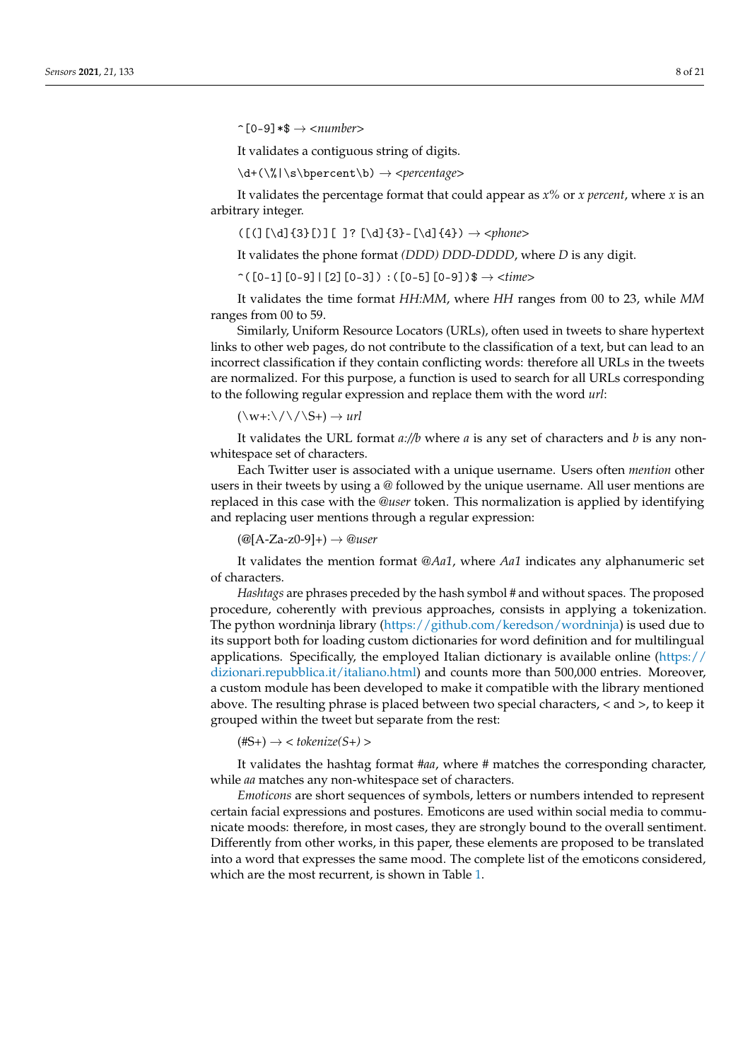`^[0-9]*$` → *<number>*

It validates a contiguous string of digits.

`\d+(\%|\s\bpercent\b)` → *<percentage>*

It validates the percentage format that could appear as *x%* or *x percent*, where *x* is an arbitrary integer.

`([(][\d]{3}[)][ ]? [\d]{3}-[\d]{4})` → *<phone>*

It validates the phone format *(DDD) DDD-DDDD*, where *D* is any digit.

`^([0-1][0-9]|[2][0-3]):([0-5][0-9])$` → *<time>*

It validates the time format *HH:MM*, where *HH* ranges from 00 to 23, while *MM* ranges from 00 to 59.

Similarly, Uniform Resource Locators (URLs), often used in tweets to share hypertext links to other web pages, do not contribute to the classification of a text, but can lead to an incorrect classification if they contain conflicting words: therefore all URLs in the tweets are normalized. For this purpose, a function is used to search for all URLs corresponding to the following regular expression and replace them with the word *url*:

(\w+:\/\/\S+) → *url*

It validates the URL format *a://b* where *a* is any set of characters and *b* is any non-whitespace set of characters.

Each Twitter user is associated with a unique username. Users often *mention* other users in their tweets by using a @ followed by the unique username. All user mentions are replaced in this case with the *@user* token. This normalization is applied by identifying and replacing user mentions through a regular expression:

(@[A-Za-z0-9]+) → *@user*

It validates the mention format *@Aa1*, where *Aa1* indicates any alphanumeric set of characters.

*Hashtags* are phrases preceded by the hash symbol # and without spaces. The proposed procedure, coherently with previous approaches, consists in applying a tokenization. The python wordninja library (https://github.com/keredson/wordninja) is used due to its support both for loading custom dictionaries for word definition and for multilingual applications. Specifically, the employed Italian dictionary is available online (https://dizionari.repubblica.it/italiano.html) and counts more than 500,000 entries. Moreover, a custom module has been developed to make it compatible with the library mentioned above. The resulting phrase is placed between two special characters, < and >, to keep it grouped within the tweet but separate from the rest:

(#S+) → *< tokenize(S+) >*

It validates the hashtag format *#aa*, where # matches the corresponding character, while *aa* matches any non-whitespace set of characters.

*Emoticons* are short sequences of symbols, letters or numbers intended to represent certain facial expressions and postures. Emoticons are used within social media to communicate moods: therefore, in most cases, they are strongly bound to the overall sentiment. Differently from other works, in this paper, these elements are proposed to be translated into a word that expresses the same mood. The complete list of the emoticons considered, which are the most recurrent, is shown in Table 1.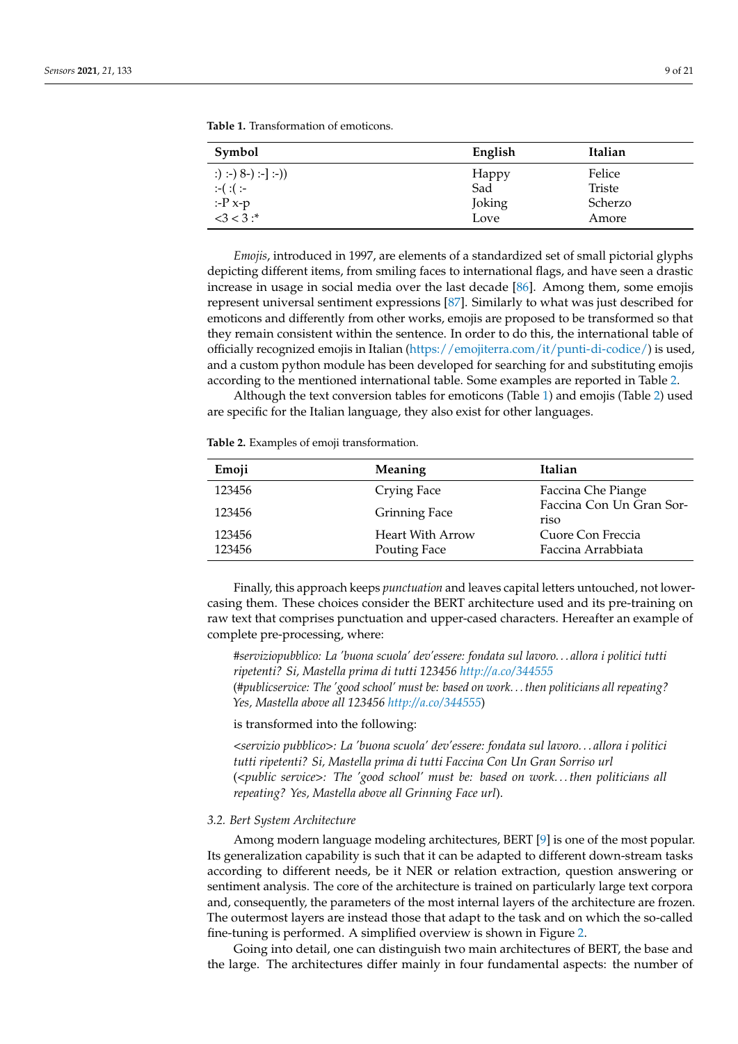**Table 1.** Transformation of emoticons.

| Symbol | English | Italian |
|---|---|---|
| :) :-) 8-) :-] :-)) | Happy | Felice |
| :-( :( :- | Sad | Triste |
| :-P x-p | Joking | Scherzo |
| <3 < 3 :* | Love | Amore |

*Emojis*, introduced in 1997, are elements of a standardized set of small pictorial glyphs depicting different items, from smiling faces to international flags, and have seen a drastic increase in usage in social media over the last decade [86]. Among them, some emojis represent universal sentiment expressions [87]. Similarly to what was just described for emoticons and differently from other works, emojis are proposed to be transformed so that they remain consistent within the sentence. In order to do this, the international table of officially recognized emojis in Italian (https://emojiterra.com/it/punti-di-codice/) is used, and a custom python module has been developed for searching for and substituting emojis according to the mentioned international table. Some examples are reported in Table 2.

Although the text conversion tables for emoticons (Table 1) and emojis (Table 2) used are specific for the Italian language, they also exist for other languages.

**Table 2.** Examples of emoji transformation.

| Emoji | Meaning | Italian |
|---|---|---|
| 123456 | Crying Face | Faccina Che Piange |
| 123456 | Grinning Face | Faccina Con Un Gran Sorriso |
| 123456 | Heart With Arrow | Cuore Con Freccia |
| 123456 | Pouting Face | Faccina Arrabbiata |

Finally, this approach keeps *punctuation* and leaves capital letters untouched, not lowercasing them. These choices consider the BERT architecture used and its pre-training on raw text that comprises punctuation and upper-cased characters. Hereafter an example of complete pre-processing, where:

> *#serviziopubblico: La 'buona scuola' dev'essere: fondata sul lavoro... allora i politici tutti ripetenti? Si, Mastella prima di tutti 123456 http://a.co/344555*
> (*#publicservice: The 'good school' must be: based on work... then politicians all repeating? Yes, Mastella above all 123456 http://a.co/344555*)

is transformed into the following:

> *<servizio pubblico>: La 'buona scuola' dev'essere: fondata sul lavoro... allora i politici tutti ripetenti? Si, Mastella prima di tutti Faccina Con Un Gran Sorriso url*
> (*<public service>: The 'good school' must be: based on work... then politicians all repeating? Yes, Mastella above all Grinning Face url*).

### 3.2. Bert System Architecture

Among modern language modeling architectures, BERT [9] is one of the most popular. Its generalization capability is such that it can be adapted to different down-stream tasks according to different needs, be it NER or relation extraction, question answering or sentiment analysis. The core of the architecture is trained on particularly large text corpora and, consequently, the parameters of the most internal layers of the architecture are frozen. The outermost layers are instead those that adapt to the task and on which the so-called fine-tuning is performed. A simplified overview is shown in Figure 2.

Going into detail, one can distinguish two main architectures of BERT, the base and the large. The architectures differ mainly in four fundamental aspects: the number of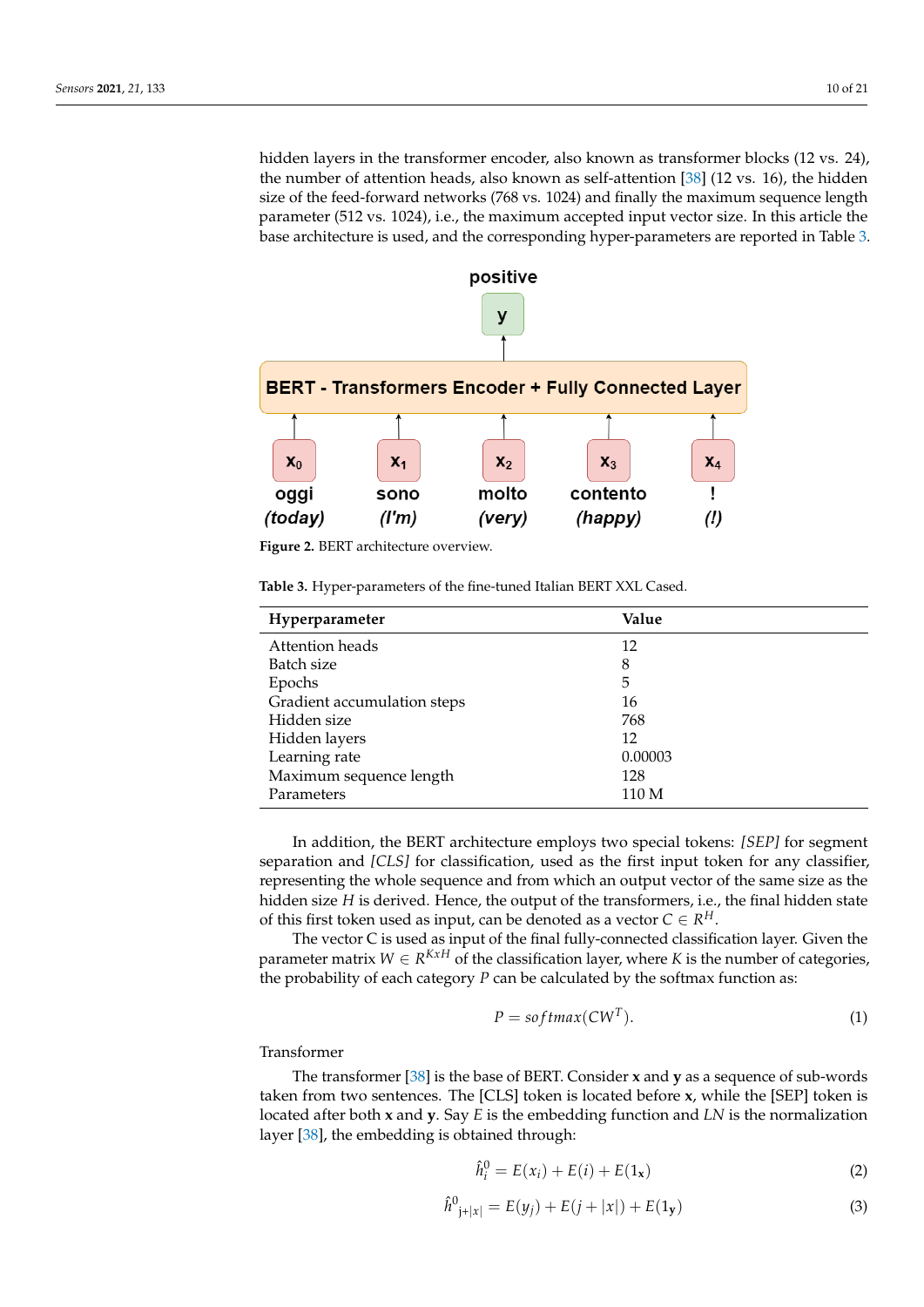hidden layers in the transformer encoder, also known as transformer blocks (12 vs. 24), the number of attention heads, also known as self-attention [38] (12 vs. 16), the hidden size of the feed-forward networks (768 vs. 1024) and finally the maximum sequence length parameter (512 vs. 1024), i.e., the maximum accepted input vector size. In this article the base architecture is used, and the corresponding hyper-parameters are reported in Table 3.

**Figure 2.** BERT architecture overview.

**Table 3.** Hyper-parameters of the fine-tuned Italian BERT XXL Cased.

| Hyperparameter | Value |
|---|---|
| Attention heads | 12 |
| Batch size | 8 |
| Epochs | 5 |
| Gradient accumulation steps | 16 |
| Hidden size | 768 |
| Hidden layers | 12 |
| Learning rate | 0.00003 |
| Maximum sequence length | 128 |
| Parameters | 110 M |

In addition, the BERT architecture employs two special tokens: *[SEP]* for segment separation and *[CLS]* for classification, used as the first input token for any classifier, representing the whole sequence and from which an output vector of the same size as the hidden size $H$ is derived. Hence, the output of the transformers, i.e., the final hidden state of this first token used as input, can be denoted as a vector $C \in R^{H}$.

The vector C is used as input of the final fully-connected classification layer. Given the parameter matrix $W \in R^{KxH}$ of the classification layer, where $K$ is the number of categories, the probability of each category $P$ can be calculated by the softmax function as:

$$P = softmax(CW^{T}). \tag{1}$$

Transformer

The transformer [38] is the base of BERT. Consider $\mathbf{x}$ and $\mathbf{y}$ as a sequence of sub-words taken from two sentences. The [CLS] token is located before $\mathbf{x}$, while the [SEP] token is located after both $\mathbf{x}$ and $\mathbf{y}$. Say $E$ is the embedding function and $LN$ is the normalization layer [38], the embedding is obtained through:

$$\hat{h}_{i}^{0} = E(x_i) + E(i) + E(1_{\mathbf{x}}) \tag{2}$$

$$\hat{h}^{0}{}_{j+|x|} = E(y_j) + E(j + |x|) + E(1_{\mathbf{y}}) \tag{3}$$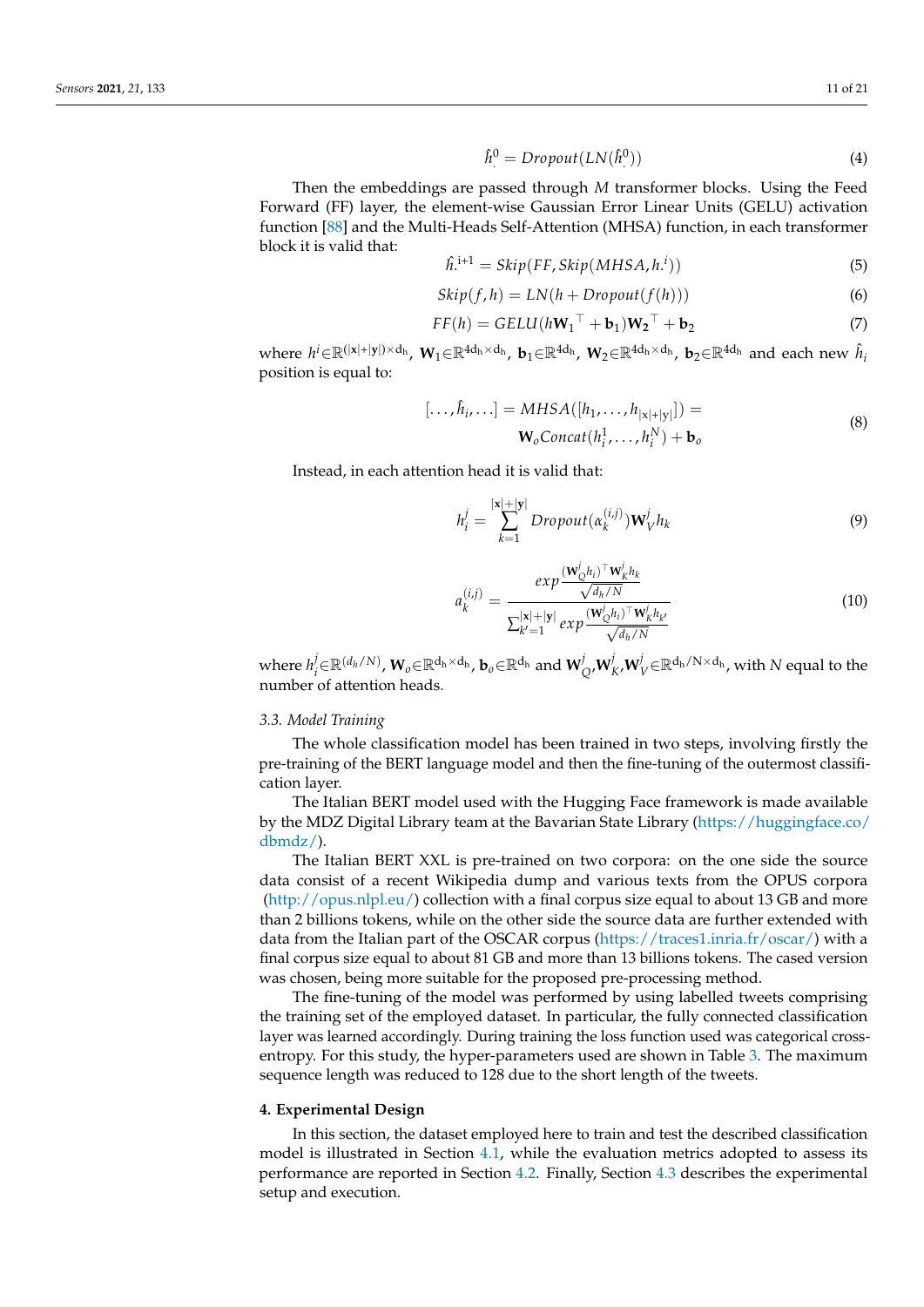$$\hat{h}^0 = Dropout(LN(\hat{h}^0)) \tag{4}$$

Then the embeddings are passed through $M$ transformer blocks. Using the Feed Forward (FF) layer, the element-wise Gaussian Error Linear Units (GELU) activation function [88] and the Multi-Heads Self-Attention (MHSA) function, in each transformer block it is valid that:

$$\hat{h}^{i+1} = Skip(FF, Skip(MHSA, h^i)) \tag{5}$$

$$Skip(f, h) = LN(h + Dropout(f(h))) \tag{6}$$

$$FF(h) = GELU(h\mathbf{W_1}^\top + \mathbf{b}_1)\mathbf{W_2}^\top + \mathbf{b}_2 \tag{7}$$

where $h^i \in \mathbb{R}^{(|\mathbf{x}|+|\mathbf{y}|)\times d_h}$, $\mathbf{W}_1 \in \mathbb{R}^{4d_h \times d_h}$, $\mathbf{b}_1 \in \mathbb{R}^{4d_h}$, $\mathbf{W}_2 \in \mathbb{R}^{4d_h \times d_h}$, $\mathbf{b}_2 \in \mathbb{R}^{4d_h}$ and each new $\hat{h}_i$ position is equal to:

$$[\ldots, \hat{h}_i, \ldots] = MHSA([h_1, \ldots, h_{|\mathbf{x}|+|\mathbf{y}|}]) = \mathbf{W}_o Concat(h_i^1, \ldots, h_i^N) + \mathbf{b}_o \tag{8}$$

Instead, in each attention head it is valid that:

$$h_i^j = \sum_{k=1}^{|\mathbf{x}|+|\mathbf{y}|} Dropout(\alpha_k^{(i,j)})\mathbf{W}_V^j h_k \tag{9}$$

$$a_k^{(i,j)} = \frac{exp\frac{(\mathbf{W}_Q^j h_i)^\top \mathbf{W}_K^j h_k}{\sqrt{d_h/N}}}{\sum_{k'=1}^{|\mathbf{x}|+|\mathbf{y}|} exp\frac{(\mathbf{W}_Q^j h_i)^\top \mathbf{W}_K^j h_{k'}}{\sqrt{d_h/N}}} \tag{10}$$

where $h_i^j \in \mathbb{R}^{(d_h/N)}$, $\mathbf{W}_o \in \mathbb{R}^{d_h \times d_h}$, $\mathbf{b}_o \in \mathbb{R}^{d_h}$ and $\mathbf{W}_Q^j, \mathbf{W}_K^j, \mathbf{W}_V^j \in \mathbb{R}^{d_h/N \times d_h}$, with $N$ equal to the number of attention heads.

### 3.3. Model Training

The whole classification model has been trained in two steps, involving firstly the pre-training of the BERT language model and then the fine-tuning of the outermost classification layer.

The Italian BERT model used with the Hugging Face framework is made available by the MDZ Digital Library team at the Bavarian State Library (https://huggingface.co/dbmdz/).

The Italian BERT XXL is pre-trained on two corpora: on the one side the source data consist of a recent Wikipedia dump and various texts from the OPUS corpora (http://opus.nlpl.eu/) collection with a final corpus size equal to about 13 GB and more than 2 billions tokens, while on the other side the source data are further extended with data from the Italian part of the OSCAR corpus (https://traces1.inria.fr/oscar/) with a final corpus size equal to about 81 GB and more than 13 billions tokens. The cased version was chosen, being more suitable for the proposed pre-processing method.

The fine-tuning of the model was performed by using labelled tweets comprising the training set of the employed dataset. In particular, the fully connected classification layer was learned accordingly. During training the loss function used was categorical cross-entropy. For this study, the hyper-parameters used are shown in Table 3. The maximum sequence length was reduced to 128 due to the short length of the tweets.

## 4. Experimental Design

In this section, the dataset employed here to train and test the described classification model is illustrated in Section 4.1, while the evaluation metrics adopted to assess its performance are reported in Section 4.2. Finally, Section 4.3 describes the experimental setup and execution.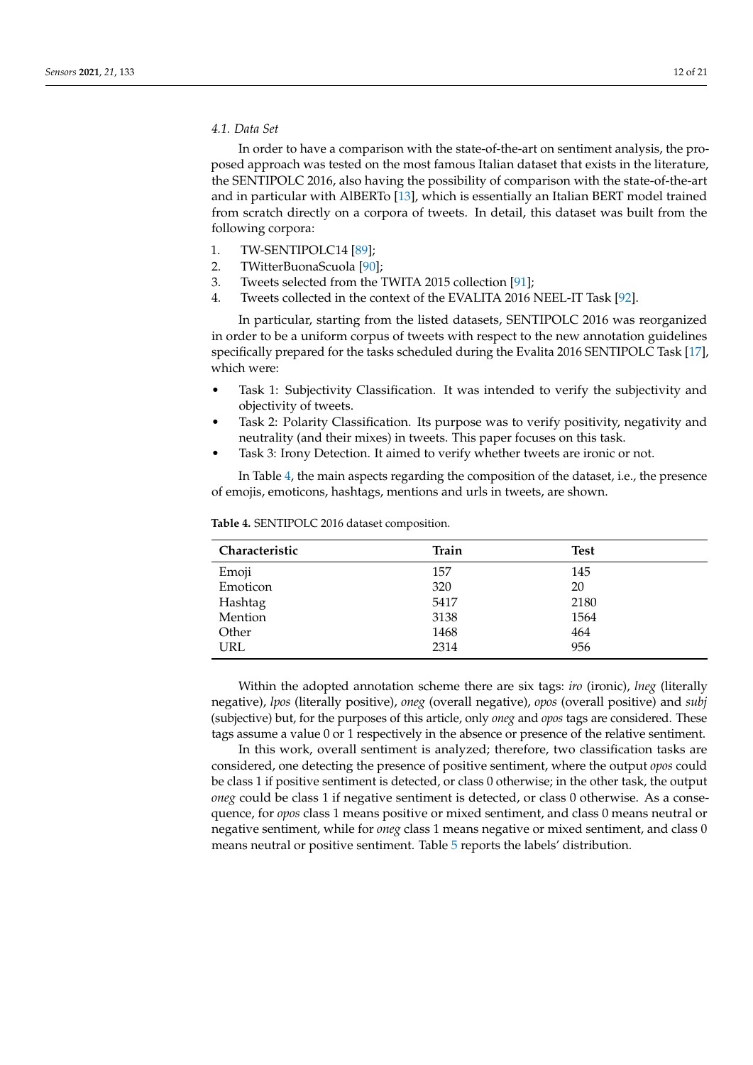### 4.1. Data Set

In order to have a comparison with the state-of-the-art on sentiment analysis, the proposed approach was tested on the most famous Italian dataset that exists in the literature, the SENTIPOLC 2016, also having the possibility of comparison with the state-of-the-art and in particular with AlBERTo [13], which is essentially an Italian BERT model trained from scratch directly on a corpora of tweets. In detail, this dataset was built from the following corpora:

1. TW-SENTIPOLC14 [89];
2. TWitterBuonaScuola [90];
3. Tweets selected from the TWITA 2015 collection [91];
4. Tweets collected in the context of the EVALITA 2016 NEEL-IT Task [92].

In particular, starting from the listed datasets, SENTIPOLC 2016 was reorganized in order to be a uniform corpus of tweets with respect to the new annotation guidelines specifically prepared for the tasks scheduled during the Evalita 2016 SENTIPOLC Task [17], which were:

- Task 1: Subjectivity Classification. It was intended to verify the subjectivity and objectivity of tweets.
- Task 2: Polarity Classification. Its purpose was to verify positivity, negativity and neutrality (and their mixes) in tweets. This paper focuses on this task.
- Task 3: Irony Detection. It aimed to verify whether tweets are ironic or not.

In Table 4, the main aspects regarding the composition of the dataset, i.e., the presence of emojis, emoticons, hashtags, mentions and urls in tweets, are shown.

**Table 4.** SENTIPOLC 2016 dataset composition.

| Characteristic | Train | Test |
|---|---|---|
| Emoji | 157 | 145 |
| Emoticon | 320 | 20 |
| Hashtag | 5417 | 2180 |
| Mention | 3138 | 1564 |
| Other | 1468 | 464 |
| URL | 2314 | 956 |

Within the adopted annotation scheme there are six tags: *iro* (ironic), *lneg* (literally negative), *lpos* (literally positive), *oneg* (overall negative), *opos* (overall positive) and *subj* (subjective) but, for the purposes of this article, only *oneg* and *opos* tags are considered. These tags assume a value 0 or 1 respectively in the absence or presence of the relative sentiment.

In this work, overall sentiment is analyzed; therefore, two classification tasks are considered, one detecting the presence of positive sentiment, where the output *opos* could be class 1 if positive sentiment is detected, or class 0 otherwise; in the other task, the output *oneg* could be class 1 if negative sentiment is detected, or class 0 otherwise. As a consequence, for *opos* class 1 means positive or mixed sentiment, and class 0 means neutral or negative sentiment, while for *oneg* class 1 means negative or mixed sentiment, and class 0 means neutral or positive sentiment. Table 5 reports the labels' distribution.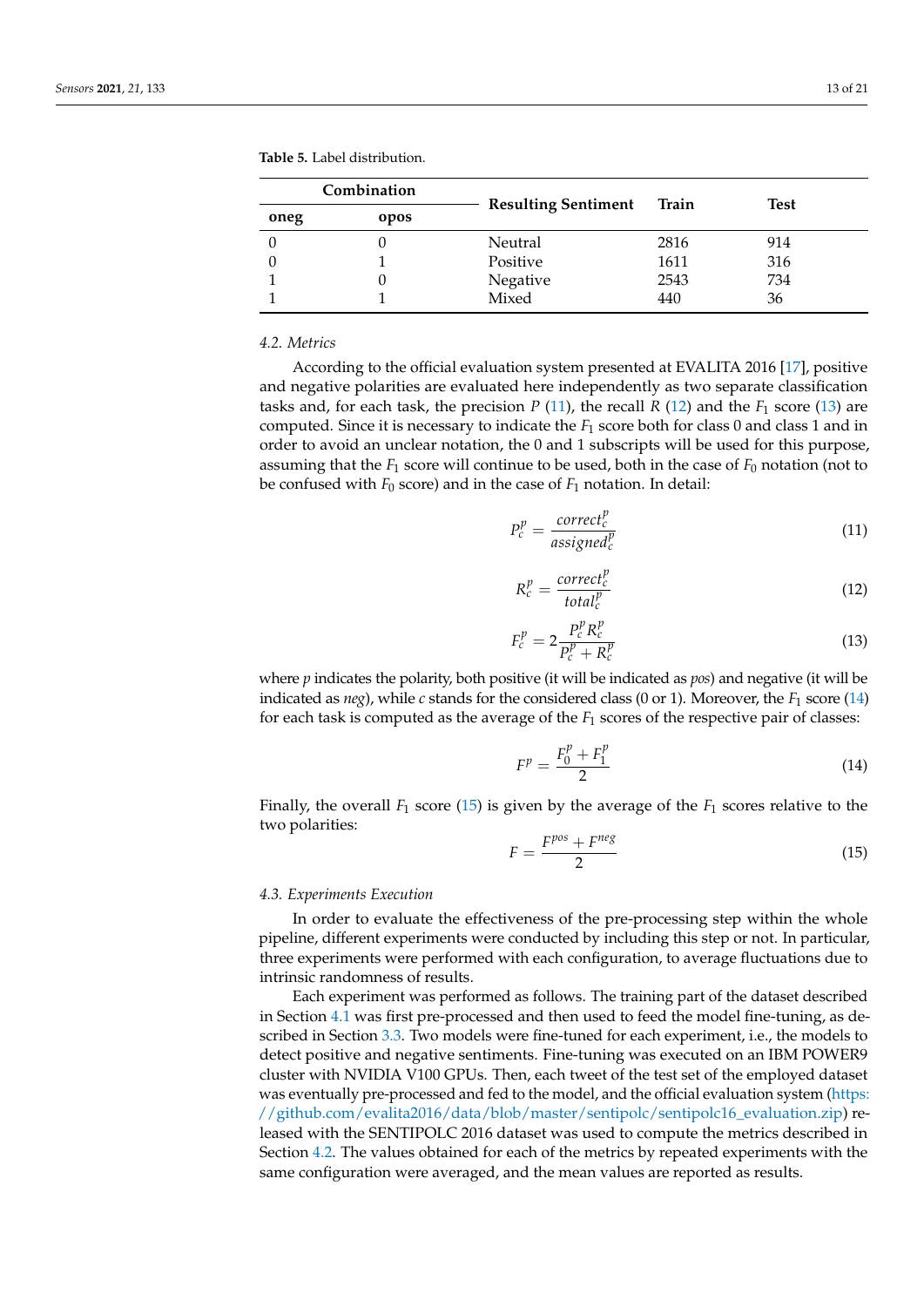**Table 5.** Label distribution.

| Combination | | Resulting Sentiment | Train | Test |
|---|---|---|---|---|
| **oneg** | **opos** | | | |
| 0 | 0 | Neutral | 2816 | 914 |
| 0 | 1 | Positive | 1611 | 316 |
| 1 | 0 | Negative | 2543 | 734 |
| 1 | 1 | Mixed | 440 | 36 |

### 4.2. Metrics

According to the official evaluation system presented at EVALITA 2016 [17], positive and negative polarities are evaluated here independently as two separate classification tasks and, for each task, the precision $P$ (11), the recall $R$ (12) and the $F_1$ score (13) are computed. Since it is necessary to indicate the $F_1$ score both for class 0 and class 1 and in order to avoid an unclear notation, the 0 and 1 subscripts will be used for this purpose, assuming that the $F_1$ score will continue to be used, both in the case of $F_0$ notation (not to be confused with $F_0$ score) and in the case of $F_1$ notation. In detail:

$$P_c^p = \frac{correct_c^p}{assigned_c^p} \tag{11}$$

$$R_c^p = \frac{correct_c^p}{total_c^p} \tag{12}$$

$$F_c^p = 2\frac{P_c^p R_c^p}{P_c^p + R_c^p} \tag{13}$$

where $p$ indicates the polarity, both positive (it will be indicated as *pos*) and negative (it will be indicated as *neg*), while $c$ stands for the considered class (0 or 1). Moreover, the $F_1$ score (14) for each task is computed as the average of the $F_1$ scores of the respective pair of classes:

$$F^p = \frac{F_0^p + F_1^p}{2} \tag{14}$$

Finally, the overall $F_1$ score (15) is given by the average of the $F_1$ scores relative to the two polarities:

$$F = \frac{F^{pos} + F^{neg}}{2} \tag{15}$$

### 4.3. Experiments Execution

In order to evaluate the effectiveness of the pre-processing step within the whole pipeline, different experiments were conducted by including this step or not. In particular, three experiments were performed with each configuration, to average fluctuations due to intrinsic randomness of results.

Each experiment was performed as follows. The training part of the dataset described in Section 4.1 was first pre-processed and then used to feed the model fine-tuning, as described in Section 3.3. Two models were fine-tuned for each experiment, i.e., the models to detect positive and negative sentiments. Fine-tuning was executed on an IBM POWER9 cluster with NVIDIA V100 GPUs. Then, each tweet of the test set of the employed dataset was eventually pre-processed and fed to the model, and the official evaluation system (https://github.com/evalita2016/data/blob/master/sentipolc/sentipolc16_evaluation.zip) released with the SENTIPOLC 2016 dataset was used to compute the metrics described in Section 4.2. The values obtained for each of the metrics by repeated experiments with the same configuration were averaged, and the mean values are reported as results.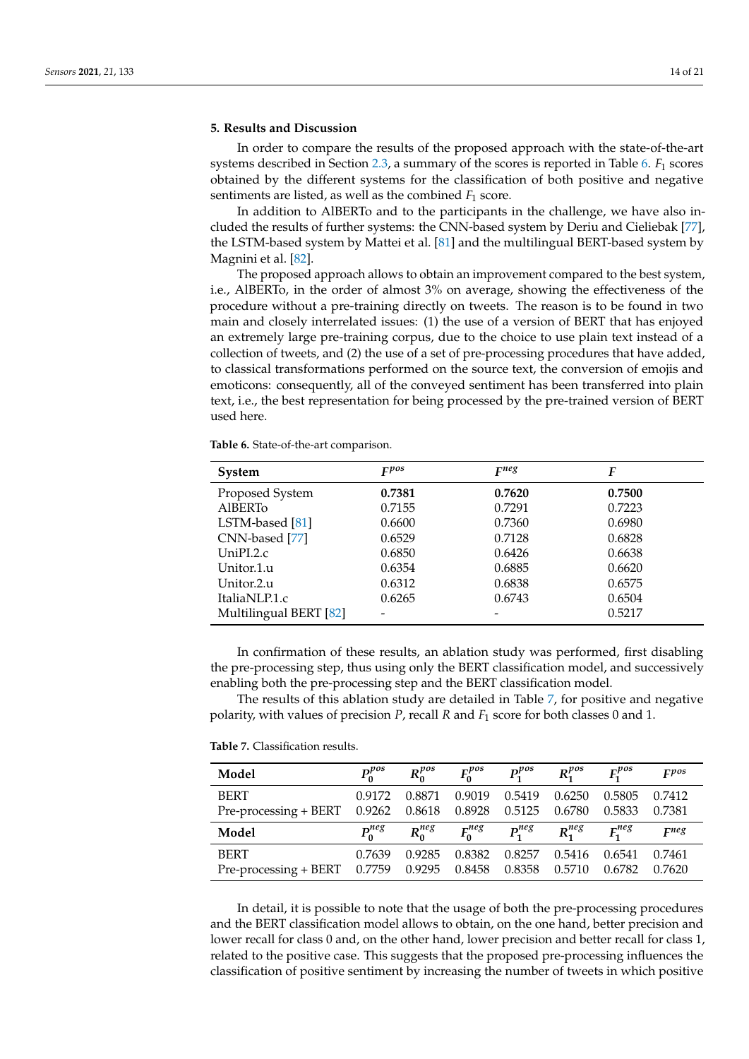## 5. Results and Discussion

In order to compare the results of the proposed approach with the state-of-the-art systems described in Section 2.3, a summary of the scores is reported in Table 6. $F_1$ scores obtained by the different systems for the classification of both positive and negative sentiments are listed, as well as the combined $F_1$ score.

In addition to AlBERTo and to the participants in the challenge, we have also included the results of further systems: the CNN-based system by Deriu and Cieliebak [77], the LSTM-based system by Mattei et al. [81] and the multilingual BERT-based system by Magnini et al. [82].

The proposed approach allows to obtain an improvement compared to the best system, i.e., AlBERTo, in the order of almost 3% on average, showing the effectiveness of the procedure without a pre-training directly on tweets. The reason is to be found in two main and closely interrelated issues: (1) the use of a version of BERT that has enjoyed an extremely large pre-training corpus, due to the choice to use plain text instead of a collection of tweets, and (2) the use of a set of pre-processing procedures that have added, to classical transformations performed on the source text, the conversion of emojis and emoticons: consequently, all of the conveyed sentiment has been transferred into plain text, i.e., the best representation for being processed by the pre-trained version of BERT used here.

**Table 6.** State-of-the-art comparison.

| System | $F^{pos}$ | $F^{neg}$ | $F$ |
|---|---|---|---|
| Proposed System | **0.7381** | **0.7620** | **0.7500** |
| AlBERTo | 0.7155 | 0.7291 | 0.7223 |
| LSTM-based [81] | 0.6600 | 0.7360 | 0.6980 |
| CNN-based [77] | 0.6529 | 0.7128 | 0.6828 |
| UniPI.2.c | 0.6850 | 0.6426 | 0.6638 |
| Unitor.1.u | 0.6354 | 0.6885 | 0.6620 |
| Unitor.2.u | 0.6312 | 0.6838 | 0.6575 |
| ItaliaNLP.1.c | 0.6265 | 0.6743 | 0.6504 |
| Multilingual BERT [82] | - | - | 0.5217 |

In confirmation of these results, an ablation study was performed, first disabling the pre-processing step, thus using only the BERT classification model, and successively enabling both the pre-processing step and the BERT classification model.

The results of this ablation study are detailed in Table 7, for positive and negative polarity, with values of precision $P$, recall $R$ and $F_1$ score for both classes 0 and 1.

**Table 7.** Classification results.

| Model | $P_0^{pos}$ | $R_0^{pos}$ | $F_0^{pos}$ | $P_1^{pos}$ | $R_1^{pos}$ | $F_1^{pos}$ | $F^{pos}$ |
|---|---|---|---|---|---|---|---|
| BERT | 0.9172 | 0.8871 | 0.9019 | 0.5419 | 0.6250 | 0.5805 | 0.7412 |
| Pre-processing + BERT | 0.9262 | 0.8618 | 0.8928 | 0.5125 | 0.6780 | 0.5833 | 0.7381 |
| **Model** | $P_0^{neg}$ | $R_0^{neg}$ | $F_0^{neg}$ | $P_1^{neg}$ | $R_1^{neg}$ | $F_1^{neg}$ | $F^{neg}$ |
| BERT | 0.7639 | 0.9285 | 0.8382 | 0.8257 | 0.5416 | 0.6541 | 0.7461 |
| Pre-processing + BERT | 0.7759 | 0.9295 | 0.8458 | 0.8358 | 0.5710 | 0.6782 | 0.7620 |

In detail, it is possible to note that the usage of both the pre-processing procedures and the BERT classification model allows to obtain, on the one hand, better precision and lower recall for class 0 and, on the other hand, lower precision and better recall for class 1, related to the positive case. This suggests that the proposed pre-processing influences the classification of positive sentiment by increasing the number of tweets in which positive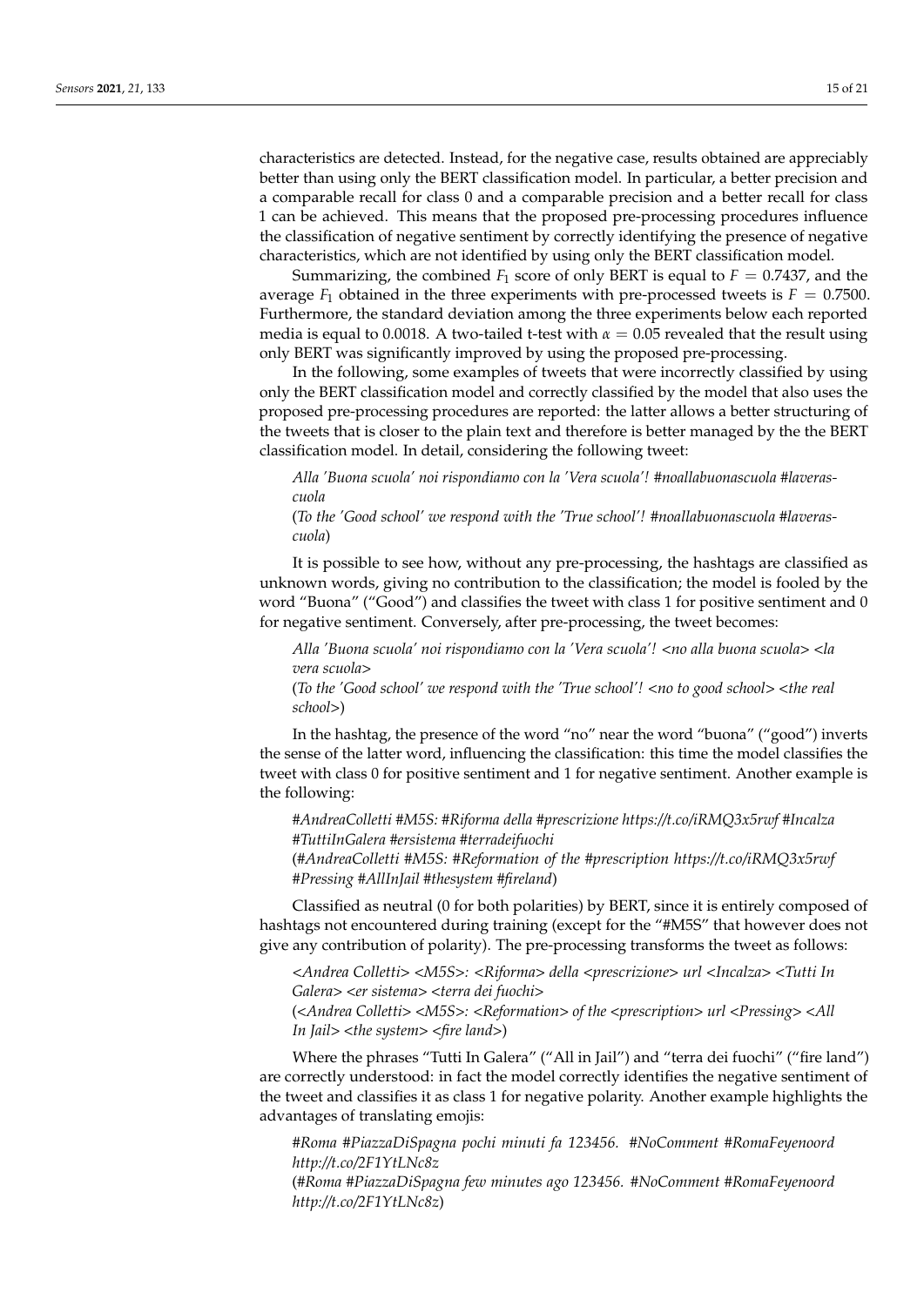characteristics are detected. Instead, for the negative case, results obtained are appreciably better than using only the BERT classification model. In particular, a better precision and a comparable recall for class 0 and a comparable precision and a better recall for class 1 can be achieved. This means that the proposed pre-processing procedures influence the classification of negative sentiment by correctly identifying the presence of negative characteristics, which are not identified by using only the BERT classification model.

Summarizing, the combined $F_1$ score of only BERT is equal to $F = 0.7437$, and the average $F_1$ obtained in the three experiments with pre-processed tweets is $F = 0.7500$. Furthermore, the standard deviation among the three experiments below each reported media is equal to 0.0018. A two-tailed t-test with $\alpha = 0.05$ revealed that the result using only BERT was significantly improved by using the proposed pre-processing.

In the following, some examples of tweets that were incorrectly classified by using only the BERT classification model and correctly classified by the model that also uses the proposed pre-processing procedures are reported: the latter allows a better structuring of the tweets that is closer to the plain text and therefore is better managed by the the BERT classification model. In detail, considering the following tweet:

> *Alla 'Buona scuola' noi rispondiamo con la 'Vera scuola'! #noallabuonascuola #laverascuola*
>
> (*To the 'Good school' we respond with the 'True school'! #noallabuonascuola #laverascuola*)

It is possible to see how, without any pre-processing, the hashtags are classified as unknown words, giving no contribution to the classification; the model is fooled by the word "Buona" ("Good") and classifies the tweet with class 1 for positive sentiment and 0 for negative sentiment. Conversely, after pre-processing, the tweet becomes:

> *Alla 'Buona scuola' noi rispondiamo con la 'Vera scuola'! <no alla buona scuola> <la vera scuola>*
>
> (*To the 'Good school' we respond with the 'True school'! <no to good school> <the real school>*)

In the hashtag, the presence of the word "no" near the word "buona" ("good") inverts the sense of the latter word, influencing the classification: this time the model classifies the tweet with class 0 for positive sentiment and 1 for negative sentiment. Another example is the following:

> *#AndreaColletti #M5S: #Riforma della #prescrizione https://t.co/iRMQ3x5rwf #Incalza #TuttiInGalera #ersistema #terradeifuochi*
>
> (*#AndreaColletti #M5S: #Reformation of the #prescription https://t.co/iRMQ3x5rwf #Pressing #AllInJail #thesystem #fireland*)

Classified as neutral (0 for both polarities) by BERT, since it is entirely composed of hashtags not encountered during training (except for the "#M5S" that however does not give any contribution of polarity). The pre-processing transforms the tweet as follows:

> *<Andrea Colletti> <M5S>: <Riforma> della <prescrizione> url <Incalza> <Tutti In Galera> <er sistema> <terra dei fuochi>*
>
> (*<Andrea Colletti> <M5S>: <Reformation> of the <prescription> url <Pressing> <All In Jail> <the system> <fire land>*)

Where the phrases "Tutti In Galera" ("All in Jail") and "terra dei fuochi" ("fire land") are correctly understood: in fact the model correctly identifies the negative sentiment of the tweet and classifies it as class 1 for negative polarity. Another example highlights the advantages of translating emojis:

> *#Roma #PiazzaDiSpagna pochi minuti fa 123456. #NoComment #RomaFeyenoord http://t.co/2F1YtLNc8z*
>
> (*#Roma #PiazzaDiSpagna few minutes ago 123456. #NoComment #RomaFeyenoord http://t.co/2F1YtLNc8z*)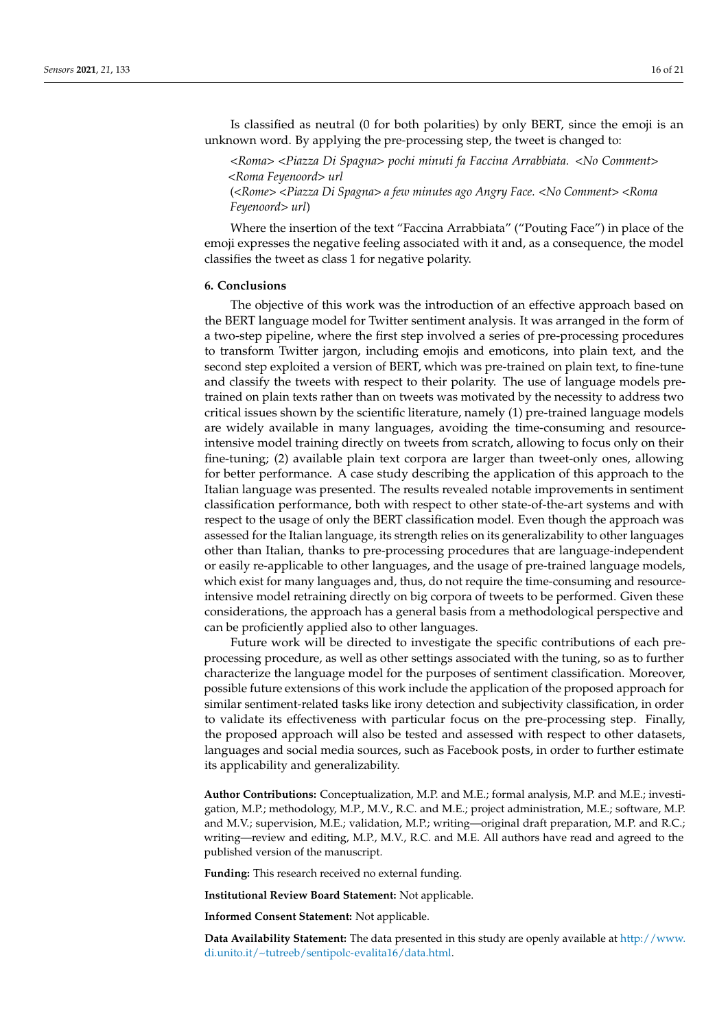Is classified as neutral (0 for both polarities) by only BERT, since the emoji is an unknown word. By applying the pre-processing step, the tweet is changed to:

*<Roma> <Piazza Di Spagna> pochi minuti fa Faccina Arrabbiata. <No Comment> <Roma Feyenoord> url*
(*<Rome> <Piazza Di Spagna> a few minutes ago Angry Face. <No Comment> <Roma Feyenoord> url*)

Where the insertion of the text "Faccina Arrabbiata" ("Pouting Face") in place of the emoji expresses the negative feeling associated with it and, as a consequence, the model classifies the tweet as class 1 for negative polarity.

## 6. Conclusions

The objective of this work was the introduction of an effective approach based on the BERT language model for Twitter sentiment analysis. It was arranged in the form of a two-step pipeline, where the first step involved a series of pre-processing procedures to transform Twitter jargon, including emojis and emoticons, into plain text, and the second step exploited a version of BERT, which was pre-trained on plain text, to fine-tune and classify the tweets with respect to their polarity. The use of language models pre-trained on plain texts rather than on tweets was motivated by the necessity to address two critical issues shown by the scientific literature, namely (1) pre-trained language models are widely available in many languages, avoiding the time-consuming and resource-intensive model training directly on tweets from scratch, allowing to focus only on their fine-tuning; (2) available plain text corpora are larger than tweet-only ones, allowing for better performance. A case study describing the application of this approach to the Italian language was presented. The results revealed notable improvements in sentiment classification performance, both with respect to other state-of-the-art systems and with respect to the usage of only the BERT classification model. Even though the approach was assessed for the Italian language, its strength relies on its generalizability to other languages other than Italian, thanks to pre-processing procedures that are language-independent or easily re-applicable to other languages, and the usage of pre-trained language models, which exist for many languages and, thus, do not require the time-consuming and resource-intensive model retraining directly on big corpora of tweets to be performed. Given these considerations, the approach has a general basis from a methodological perspective and can be proficiently applied also to other languages.

Future work will be directed to investigate the specific contributions of each pre-processing procedure, as well as other settings associated with the tuning, so as to further characterize the language model for the purposes of sentiment classification. Moreover, possible future extensions of this work include the application of the proposed approach for similar sentiment-related tasks like irony detection and subjectivity classification, in order to validate its effectiveness with particular focus on the pre-processing step. Finally, the proposed approach will also be tested and assessed with respect to other datasets, languages and social media sources, such as Facebook posts, in order to further estimate its applicability and generalizability.

**Author Contributions:** Conceptualization, M.P. and M.E.; formal analysis, M.P. and M.E.; investigation, M.P.; methodology, M.P., M.V., R.C. and M.E.; project administration, M.E.; software, M.P. and M.V.; supervision, M.E.; validation, M.P.; writing—original draft preparation, M.P. and R.C.; writing—review and editing, M.P., M.V., R.C. and M.E. All authors have read and agreed to the published version of the manuscript.

**Funding:** This research received no external funding.

**Institutional Review Board Statement:** Not applicable.

**Informed Consent Statement:** Not applicable.

**Data Availability Statement:** The data presented in this study are openly available at http://www.di.unito.it/~tutreeb/sentipolc-evalita16/data.html.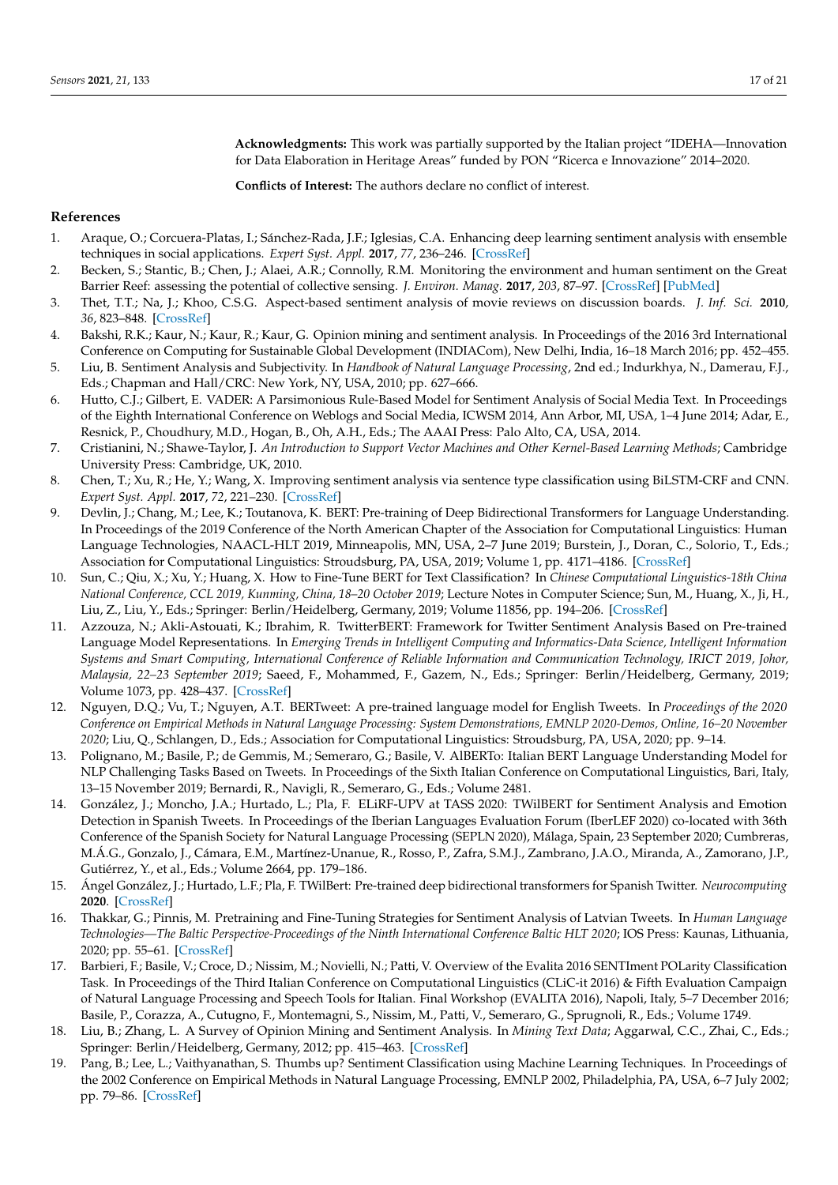**Acknowledgments:** This work was partially supported by the Italian project "IDEHA—Innovation for Data Elaboration in Heritage Areas" funded by PON "Ricerca e Innovazione" 2014–2020.

**Conflicts of Interest:** The authors declare no conflict of interest.

## References

1. Araque, O.; Corcuera-Platas, I.; Sánchez-Rada, J.F.; Iglesias, C.A. Enhancing deep learning sentiment analysis with ensemble techniques in social applications. *Expert Syst. Appl.* **2017**, *77*, 236–246. [CrossRef]
2. Becken, S.; Stantic, B.; Chen, J.; Alaei, A.R.; Connolly, R.M. Monitoring the environment and human sentiment on the Great Barrier Reef: assessing the potential of collective sensing. *J. Environ. Manag.* **2017**, *203*, 87–97. [CrossRef] [PubMed]
3. Thet, T.T.; Na, J.; Khoo, C.S.G. Aspect-based sentiment analysis of movie reviews on discussion boards. *J. Inf. Sci.* **2010**, *36*, 823–848. [CrossRef]
4. Bakshi, R.K.; Kaur, N.; Kaur, R.; Kaur, G. Opinion mining and sentiment analysis. In Proceedings of the 2016 3rd International Conference on Computing for Sustainable Global Development (INDIACom), New Delhi, India, 16–18 March 2016; pp. 452–455.
5. Liu, B. Sentiment Analysis and Subjectivity. In *Handbook of Natural Language Processing*, 2nd ed.; Indurkhya, N., Damerau, F.J., Eds.; Chapman and Hall/CRC: New York, NY, USA, 2010; pp. 627–666.
6. Hutto, C.J.; Gilbert, E. VADER: A Parsimonious Rule-Based Model for Sentiment Analysis of Social Media Text. In Proceedings of the Eighth International Conference on Weblogs and Social Media, ICWSM 2014, Ann Arbor, MI, USA, 1–4 June 2014; Adar, E., Resnick, P., Choudhury, M.D., Hogan, B., Oh, A.H., Eds.; The AAAI Press: Palo Alto, CA, USA, 2014.
7. Cristianini, N.; Shawe-Taylor, J. *An Introduction to Support Vector Machines and Other Kernel-Based Learning Methods*; Cambridge University Press: Cambridge, UK, 2010.
8. Chen, T.; Xu, R.; He, Y.; Wang, X. Improving sentiment analysis via sentence type classification using BiLSTM-CRF and CNN. *Expert Syst. Appl.* **2017**, *72*, 221–230. [CrossRef]
9. Devlin, J.; Chang, M.; Lee, K.; Toutanova, K. BERT: Pre-training of Deep Bidirectional Transformers for Language Understanding. In Proceedings of the 2019 Conference of the North American Chapter of the Association for Computational Linguistics: Human Language Technologies, NAACL-HLT 2019, Minneapolis, MN, USA, 2–7 June 2019; Burstein, J., Doran, C., Solorio, T., Eds.; Association for Computational Linguistics: Stroudsburg, PA, USA, 2019; Volume 1, pp. 4171–4186. [CrossRef]
10. Sun, C.; Qiu, X.; Xu, Y.; Huang, X. How to Fine-Tune BERT for Text Classification? In *Chinese Computational Linguistics-18th China National Conference, CCL 2019, Kunming, China, 18–20 October 2019*; Lecture Notes in Computer Science; Sun, M., Huang, X., Ji, H., Liu, Z., Liu, Y., Eds.; Springer: Berlin/Heidelberg, Germany, 2019; Volume 11856, pp. 194–206. [CrossRef]
11. Azzouza, N.; Akli-Astouati, K.; Ibrahim, R. TwitterBERT: Framework for Twitter Sentiment Analysis Based on Pre-trained Language Model Representations. In *Emerging Trends in Intelligent Computing and Informatics-Data Science, Intelligent Information Systems and Smart Computing, International Conference of Reliable Information and Communication Technology, IRICT 2019, Johor, Malaysia, 22–23 September 2019*; Saeed, F., Mohammed, F., Gazem, N., Eds.; Springer: Berlin/Heidelberg, Germany, 2019; Volume 1073, pp. 428–437. [CrossRef]
12. Nguyen, D.Q.; Vu, T.; Nguyen, A.T. BERTweet: A pre-trained language model for English Tweets. In *Proceedings of the 2020 Conference on Empirical Methods in Natural Language Processing: System Demonstrations, EMNLP 2020-Demos, Online, 16–20 November 2020*; Liu, Q., Schlangen, D., Eds.; Association for Computational Linguistics: Stroudsburg, PA, USA, 2020; pp. 9–14.
13. Polignano, M.; Basile, P.; de Gemmis, M.; Semeraro, G.; Basile, V. AlBERTo: Italian BERT Language Understanding Model for NLP Challenging Tasks Based on Tweets. In Proceedings of the Sixth Italian Conference on Computational Linguistics, Bari, Italy, 13–15 November 2019; Bernardi, R., Navigli, R., Semeraro, G., Eds.; Volume 2481.
14. González, J.; Moncho, J.A.; Hurtado, L.; Pla, F. ELiRF-UPV at TASS 2020: TWilBERT for Sentiment Analysis and Emotion Detection in Spanish Tweets. In Proceedings of the Iberian Languages Evaluation Forum (IberLEF 2020) co-located with 36th Conference of the Spanish Society for Natural Language Processing (SEPLN 2020), Málaga, Spain, 23 September 2020; Cumbreras, M.Á.G., Gonzalo, J., Cámara, E.M., Martínez-Unanue, R., Rosso, P., Zafra, S.M.J., Zambrano, J.A.O., Miranda, A., Zamorano, J.P., Gutiérrez, Y., et al., Eds.; Volume 2664, pp. 179–186.
15. Ángel González, J.; Hurtado, L.F.; Pla, F. TWilBert: Pre-trained deep bidirectional transformers for Spanish Twitter. *Neurocomputing* **2020**. [CrossRef]
16. Thakkar, G.; Pinnis, M. Pretraining and Fine-Tuning Strategies for Sentiment Analysis of Latvian Tweets. In *Human Language Technologies—The Baltic Perspective-Proceedings of the Ninth International Conference Baltic HLT 2020*; IOS Press: Kaunas, Lithuania, 2020; pp. 55–61. [CrossRef]
17. Barbieri, F.; Basile, V.; Croce, D.; Nissim, M.; Novielli, N.; Patti, V. Overview of the Evalita 2016 SENTIment POLarity Classification Task. In Proceedings of the Third Italian Conference on Computational Linguistics (CLiC-it 2016) & Fifth Evaluation Campaign of Natural Language Processing and Speech Tools for Italian. Final Workshop (EVALITA 2016), Napoli, Italy, 5–7 December 2016; Basile, P., Corazza, A., Cutugno, F., Montemagni, S., Nissim, M., Patti, V., Semeraro, G., Sprugnoli, R., Eds.; Volume 1749.
18. Liu, B.; Zhang, L. A Survey of Opinion Mining and Sentiment Analysis. In *Mining Text Data*; Aggarwal, C.C., Zhai, C., Eds.; Springer: Berlin/Heidelberg, Germany, 2012; pp. 415–463. [CrossRef]
19. Pang, B.; Lee, L.; Vaithyanathan, S. Thumbs up? Sentiment Classification using Machine Learning Techniques. In Proceedings of the 2002 Conference on Empirical Methods in Natural Language Processing, EMNLP 2002, Philadelphia, PA, USA, 6–7 July 2002; pp. 79–86. [CrossRef]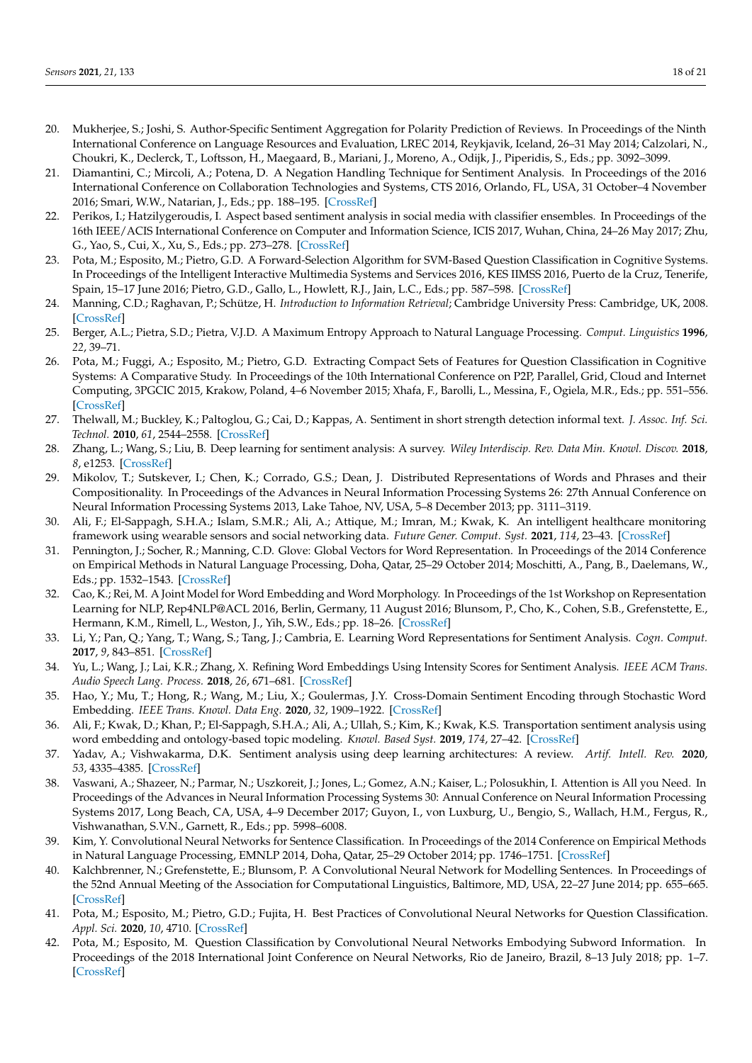20. Mukherjee, S.; Joshi, S. Author-Specific Sentiment Aggregation for Polarity Prediction of Reviews. In Proceedings of the Ninth International Conference on Language Resources and Evaluation, LREC 2014, Reykjavik, Iceland, 26–31 May 2014; Calzolari, N., Choukri, K., Declerck, T., Loftsson, H., Maegaard, B., Mariani, J., Moreno, A., Odijk, J., Piperidis, S., Eds.; pp. 3092–3099.
21. Diamantini, C.; Mircoli, A.; Potena, D. A Negation Handling Technique for Sentiment Analysis. In Proceedings of the 2016 International Conference on Collaboration Technologies and Systems, CTS 2016, Orlando, FL, USA, 31 October–4 November 2016; Smari, W.W., Natarian, J., Eds.; pp. 188–195. [CrossRef]
22. Perikos, I.; Hatzilygeroudis, I. Aspect based sentiment analysis in social media with classifier ensembles. In Proceedings of the 16th IEEE/ACIS International Conference on Computer and Information Science, ICIS 2017, Wuhan, China, 24–26 May 2017; Zhu, G., Yao, S., Cui, X., Xu, S., Eds.; pp. 273–278. [CrossRef]
23. Pota, M.; Esposito, M.; Pietro, G.D. A Forward-Selection Algorithm for SVM-Based Question Classification in Cognitive Systems. In Proceedings of the Intelligent Interactive Multimedia Systems and Services 2016, KES IIMSS 2016, Puerto de la Cruz, Tenerife, Spain, 15–17 June 2016; Pietro, G.D., Gallo, L., Howlett, R.J., Jain, L.C., Eds.; pp. 587–598. [CrossRef]
24. Manning, C.D.; Raghavan, P.; Schütze, H. *Introduction to Information Retrieval*; Cambridge University Press: Cambridge, UK, 2008. [CrossRef]
25. Berger, A.L.; Pietra, S.D.; Pietra, V.J.D. A Maximum Entropy Approach to Natural Language Processing. *Comput. Linguistics* **1996**, *22*, 39–71.
26. Pota, M.; Fuggi, A.; Esposito, M.; Pietro, G.D. Extracting Compact Sets of Features for Question Classification in Cognitive Systems: A Comparative Study. In Proceedings of the 10th International Conference on P2P, Parallel, Grid, Cloud and Internet Computing, 3PGCIC 2015, Krakow, Poland, 4–6 November 2015; Xhafa, F., Barolli, L., Messina, F., Ogiela, M.R., Eds.; pp. 551–556. [CrossRef]
27. Thelwall, M.; Buckley, K.; Paltoglou, G.; Cai, D.; Kappas, A. Sentiment in short strength detection informal text. *J. Assoc. Inf. Sci. Technol.* **2010**, *61*, 2544–2558. [CrossRef]
28. Zhang, L.; Wang, S.; Liu, B. Deep learning for sentiment analysis: A survey. *Wiley Interdiscip. Rev. Data Min. Knowl. Discov.* **2018**, *8*, e1253. [CrossRef]
29. Mikolov, T.; Sutskever, I.; Chen, K.; Corrado, G.S.; Dean, J. Distributed Representations of Words and Phrases and their Compositionality. In Proceedings of the Advances in Neural Information Processing Systems 26: 27th Annual Conference on Neural Information Processing Systems 2013, Lake Tahoe, NV, USA, 5–8 December 2013; pp. 3111–3119.
30. Ali, F.; El-Sappagh, S.H.A.; Islam, S.M.R.; Ali, A.; Attique, M.; Imran, M.; Kwak, K. An intelligent healthcare monitoring framework using wearable sensors and social networking data. *Future Gener. Comput. Syst.* **2021**, *114*, 23–43. [CrossRef]
31. Pennington, J.; Socher, R.; Manning, C.D. Glove: Global Vectors for Word Representation. In Proceedings of the 2014 Conference on Empirical Methods in Natural Language Processing, Doha, Qatar, 25–29 October 2014; Moschitti, A., Pang, B., Daelemans, W., Eds.; pp. 1532–1543. [CrossRef]
32. Cao, K.; Rei, M. A Joint Model for Word Embedding and Word Morphology. In Proceedings of the 1st Workshop on Representation Learning for NLP, Rep4NLP@ACL 2016, Berlin, Germany, 11 August 2016; Blunsom, P., Cho, K., Cohen, S.B., Grefenstette, E., Hermann, K.M., Rimell, L., Weston, J., Yih, S.W., Eds.; pp. 18–26. [CrossRef]
33. Li, Y.; Pan, Q.; Yang, T.; Wang, S.; Tang, J.; Cambria, E. Learning Word Representations for Sentiment Analysis. *Cogn. Comput.* **2017**, *9*, 843–851. [CrossRef]
34. Yu, L.; Wang, J.; Lai, K.R.; Zhang, X. Refining Word Embeddings Using Intensity Scores for Sentiment Analysis. *IEEE ACM Trans. Audio Speech Lang. Process.* **2018**, *26*, 671–681. [CrossRef]
35. Hao, Y.; Mu, T.; Hong, R.; Wang, M.; Liu, X.; Goulermas, J.Y. Cross-Domain Sentiment Encoding through Stochastic Word Embedding. *IEEE Trans. Knowl. Data Eng.* **2020**, *32*, 1909–1922. [CrossRef]
36. Ali, F.; Kwak, D.; Khan, P.; El-Sappagh, S.H.A.; Ali, A.; Ullah, S.; Kim, K.; Kwak, K.S. Transportation sentiment analysis using word embedding and ontology-based topic modeling. *Knowl. Based Syst.* **2019**, *174*, 27–42. [CrossRef]
37. Yadav, A.; Vishwakarma, D.K. Sentiment analysis using deep learning architectures: A review. *Artif. Intell. Rev.* **2020**, *53*, 4335–4385. [CrossRef]
38. Vaswani, A.; Shazeer, N.; Parmar, N.; Uszkoreit, J.; Jones, L.; Gomez, A.N.; Kaiser, L.; Polosukhin, I. Attention is All you Need. In Proceedings of the Advances in Neural Information Processing Systems 30: Annual Conference on Neural Information Processing Systems 2017, Long Beach, CA, USA, 4–9 December 2017; Guyon, I., von Luxburg, U., Bengio, S., Wallach, H.M., Fergus, R., Vishwanathan, S.V.N., Garnett, R., Eds.; pp. 5998–6008.
39. Kim, Y. Convolutional Neural Networks for Sentence Classification. In Proceedings of the 2014 Conference on Empirical Methods in Natural Language Processing, EMNLP 2014, Doha, Qatar, 25–29 October 2014; pp. 1746–1751. [CrossRef]
40. Kalchbrenner, N.; Grefenstette, E.; Blunsom, P. A Convolutional Neural Network for Modelling Sentences. In Proceedings of the 52nd Annual Meeting of the Association for Computational Linguistics, Baltimore, MD, USA, 22–27 June 2014; pp. 655–665. [CrossRef]
41. Pota, M.; Esposito, M.; Pietro, G.D.; Fujita, H. Best Practices of Convolutional Neural Networks for Question Classification. *Appl. Sci.* **2020**, *10*, 4710. [CrossRef]
42. Pota, M.; Esposito, M. Question Classification by Convolutional Neural Networks Embodying Subword Information. In Proceedings of the 2018 International Joint Conference on Neural Networks, Rio de Janeiro, Brazil, 8–13 July 2018; pp. 1–7. [CrossRef]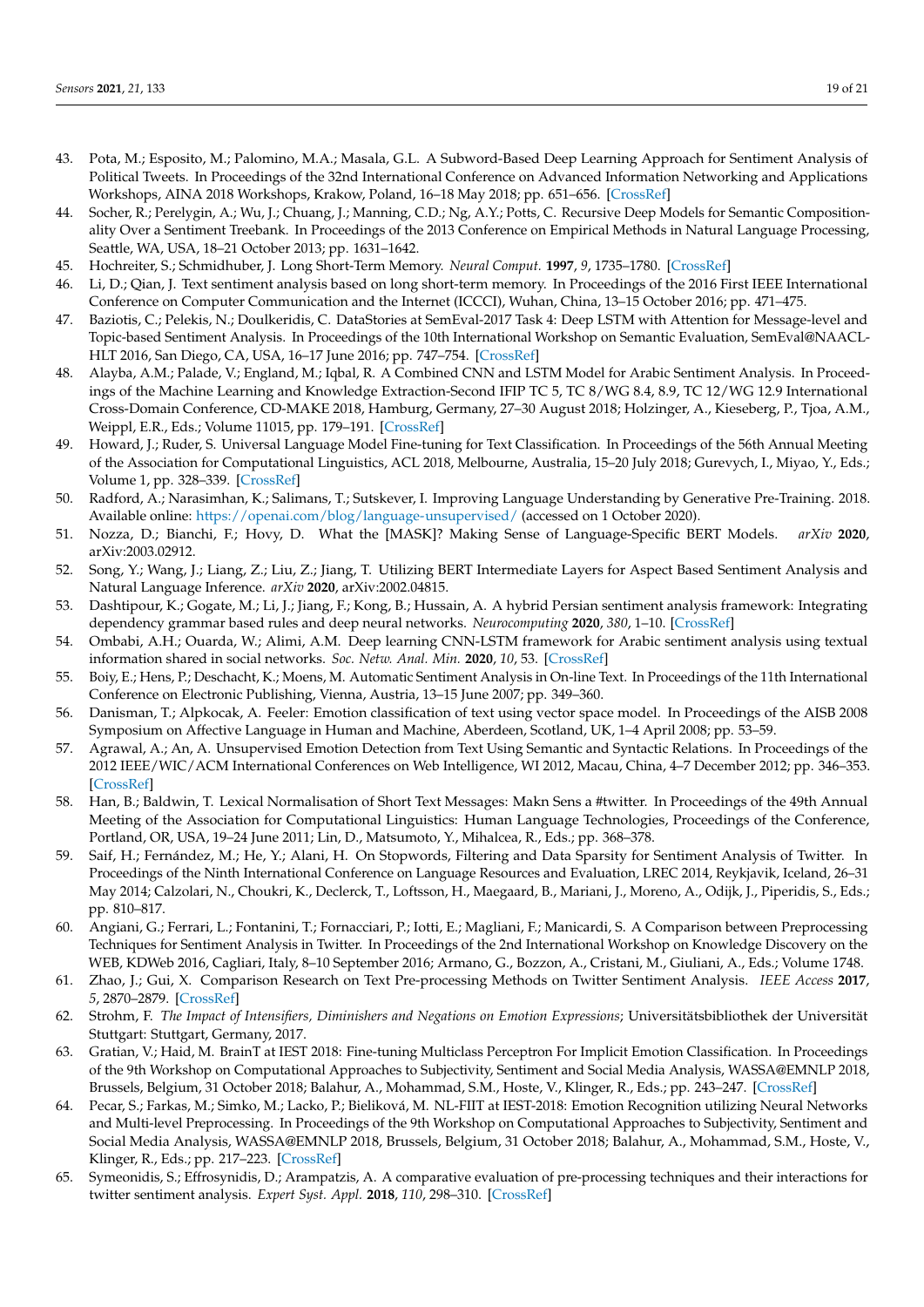43. Pota, M.; Esposito, M.; Palomino, M.A.; Masala, G.L. A Subword-Based Deep Learning Approach for Sentiment Analysis of Political Tweets. In Proceedings of the 32nd International Conference on Advanced Information Networking and Applications Workshops, AINA 2018 Workshops, Krakow, Poland, 16–18 May 2018; pp. 651–656. [CrossRef]
44. Socher, R.; Perelygin, A.; Wu, J.; Chuang, J.; Manning, C.D.; Ng, A.Y.; Potts, C. Recursive Deep Models for Semantic Compositionality Over a Sentiment Treebank. In Proceedings of the 2013 Conference on Empirical Methods in Natural Language Processing, Seattle, WA, USA, 18–21 October 2013; pp. 1631–1642.
45. Hochreiter, S.; Schmidhuber, J. Long Short-Term Memory. *Neural Comput.* **1997**, *9*, 1735–1780. [CrossRef]
46. Li, D.; Qian, J. Text sentiment analysis based on long short-term memory. In Proceedings of the 2016 First IEEE International Conference on Computer Communication and the Internet (ICCCI), Wuhan, China, 13–15 October 2016; pp. 471–475.
47. Baziotis, C.; Pelekis, N.; Doulkeridis, C. DataStories at SemEval-2017 Task 4: Deep LSTM with Attention for Message-level and Topic-based Sentiment Analysis. In Proceedings of the 10th International Workshop on Semantic Evaluation, SemEval@NAACL-HLT 2016, San Diego, CA, USA, 16–17 June 2016; pp. 747–754. [CrossRef]
48. Alayba, A.M.; Palade, V.; England, M.; Iqbal, R. A Combined CNN and LSTM Model for Arabic Sentiment Analysis. In Proceedings of the Machine Learning and Knowledge Extraction-Second IFIP TC 5, TC 8/WG 8.4, 8.9, TC 12/WG 12.9 International Cross-Domain Conference, CD-MAKE 2018, Hamburg, Germany, 27–30 August 2018; Holzinger, A., Kieseberg, P., Tjoa, A.M., Weippl, E.R., Eds.; Volume 11015, pp. 179–191. [CrossRef]
49. Howard, J.; Ruder, S. Universal Language Model Fine-tuning for Text Classification. In Proceedings of the 56th Annual Meeting of the Association for Computational Linguistics, ACL 2018, Melbourne, Australia, 15–20 July 2018; Gurevych, I., Miyao, Y., Eds.; Volume 1, pp. 328–339. [CrossRef]
50. Radford, A.; Narasimhan, K.; Salimans, T.; Sutskever, I. Improving Language Understanding by Generative Pre-Training. 2018. Available online: https://openai.com/blog/language-unsupervised/ (accessed on 1 October 2020).
51. Nozza, D.; Bianchi, F.; Hovy, D. What the [MASK]? Making Sense of Language-Specific BERT Models. *arXiv* **2020**, arXiv:2003.02912.
52. Song, Y.; Wang, J.; Liang, Z.; Liu, Z.; Jiang, T. Utilizing BERT Intermediate Layers for Aspect Based Sentiment Analysis and Natural Language Inference. *arXiv* **2020**, arXiv:2002.04815.
53. Dashtipour, K.; Gogate, M.; Li, J.; Jiang, F.; Kong, B.; Hussain, A. A hybrid Persian sentiment analysis framework: Integrating dependency grammar based rules and deep neural networks. *Neurocomputing* **2020**, *380*, 1–10. [CrossRef]
54. Ombabi, A.H.; Ouarda, W.; Alimi, A.M. Deep learning CNN-LSTM framework for Arabic sentiment analysis using textual information shared in social networks. *Soc. Netw. Anal. Min.* **2020**, *10*, 53. [CrossRef]
55. Boiy, E.; Hens, P.; Deschacht, K.; Moens, M. Automatic Sentiment Analysis in On-line Text. In Proceedings of the 11th International Conference on Electronic Publishing, Vienna, Austria, 13–15 June 2007; pp. 349–360.
56. Danisman, T.; Alpkocak, A. Feeler: Emotion classification of text using vector space model. In Proceedings of the AISB 2008 Symposium on Affective Language in Human and Machine, Aberdeen, Scotland, UK, 1–4 April 2008; pp. 53–59.
57. Agrawal, A.; An, A. Unsupervised Emotion Detection from Text Using Semantic and Syntactic Relations. In Proceedings of the 2012 IEEE/WIC/ACM International Conferences on Web Intelligence, WI 2012, Macau, China, 4–7 December 2012; pp. 346–353. [CrossRef]
58. Han, B.; Baldwin, T. Lexical Normalisation of Short Text Messages: Makn Sens a #twitter. In Proceedings of the 49th Annual Meeting of the Association for Computational Linguistics: Human Language Technologies, Proceedings of the Conference, Portland, OR, USA, 19–24 June 2011; Lin, D., Matsumoto, Y., Mihalcea, R., Eds.; pp. 368–378.
59. Saif, H.; Fernández, M.; He, Y.; Alani, H. On Stopwords, Filtering and Data Sparsity for Sentiment Analysis of Twitter. In Proceedings of the Ninth International Conference on Language Resources and Evaluation, LREC 2014, Reykjavik, Iceland, 26–31 May 2014; Calzolari, N., Choukri, K., Declerck, T., Loftsson, H., Maegaard, B., Mariani, J., Moreno, A., Odijk, J., Piperidis, S., Eds.; pp. 810–817.
60. Angiani, G.; Ferrari, L.; Fontanini, T.; Fornacciari, P.; Iotti, E.; Magliani, F.; Manicardi, S. A Comparison between Preprocessing Techniques for Sentiment Analysis in Twitter. In Proceedings of the 2nd International Workshop on Knowledge Discovery on the WEB, KDWeb 2016, Cagliari, Italy, 8–10 September 2016; Armano, G., Bozzon, A., Cristani, M., Giuliani, A., Eds.; Volume 1748.
61. Zhao, J.; Gui, X. Comparison Research on Text Pre-processing Methods on Twitter Sentiment Analysis. *IEEE Access* **2017**, *5*, 2870–2879. [CrossRef]
62. Strohm, F. *The Impact of Intensifiers, Diminishers and Negations on Emotion Expressions*; Universitätsbibliothek der Universität Stuttgart: Stuttgart, Germany, 2017.
63. Gratian, V.; Haid, M. BrainT at IEST 2018: Fine-tuning Multiclass Perceptron For Implicit Emotion Classification. In Proceedings of the 9th Workshop on Computational Approaches to Subjectivity, Sentiment and Social Media Analysis, WASSA@EMNLP 2018, Brussels, Belgium, 31 October 2018; Balahur, A., Mohammad, S.M., Hoste, V., Klinger, R., Eds.; pp. 243–247. [CrossRef]
64. Pecar, S.; Farkas, M.; Simko, M.; Lacko, P.; Bieliková, M. NL-FIIT at IEST-2018: Emotion Recognition utilizing Neural Networks and Multi-level Preprocessing. In Proceedings of the 9th Workshop on Computational Approaches to Subjectivity, Sentiment and Social Media Analysis, WASSA@EMNLP 2018, Brussels, Belgium, 31 October 2018; Balahur, A., Mohammad, S.M., Hoste, V., Klinger, R., Eds.; pp. 217–223. [CrossRef]
65. Symeonidis, S.; Effrosynidis, D.; Arampatzis, A. A comparative evaluation of pre-processing techniques and their interactions for twitter sentiment analysis. *Expert Syst. Appl.* **2018**, *110*, 298–310. [CrossRef]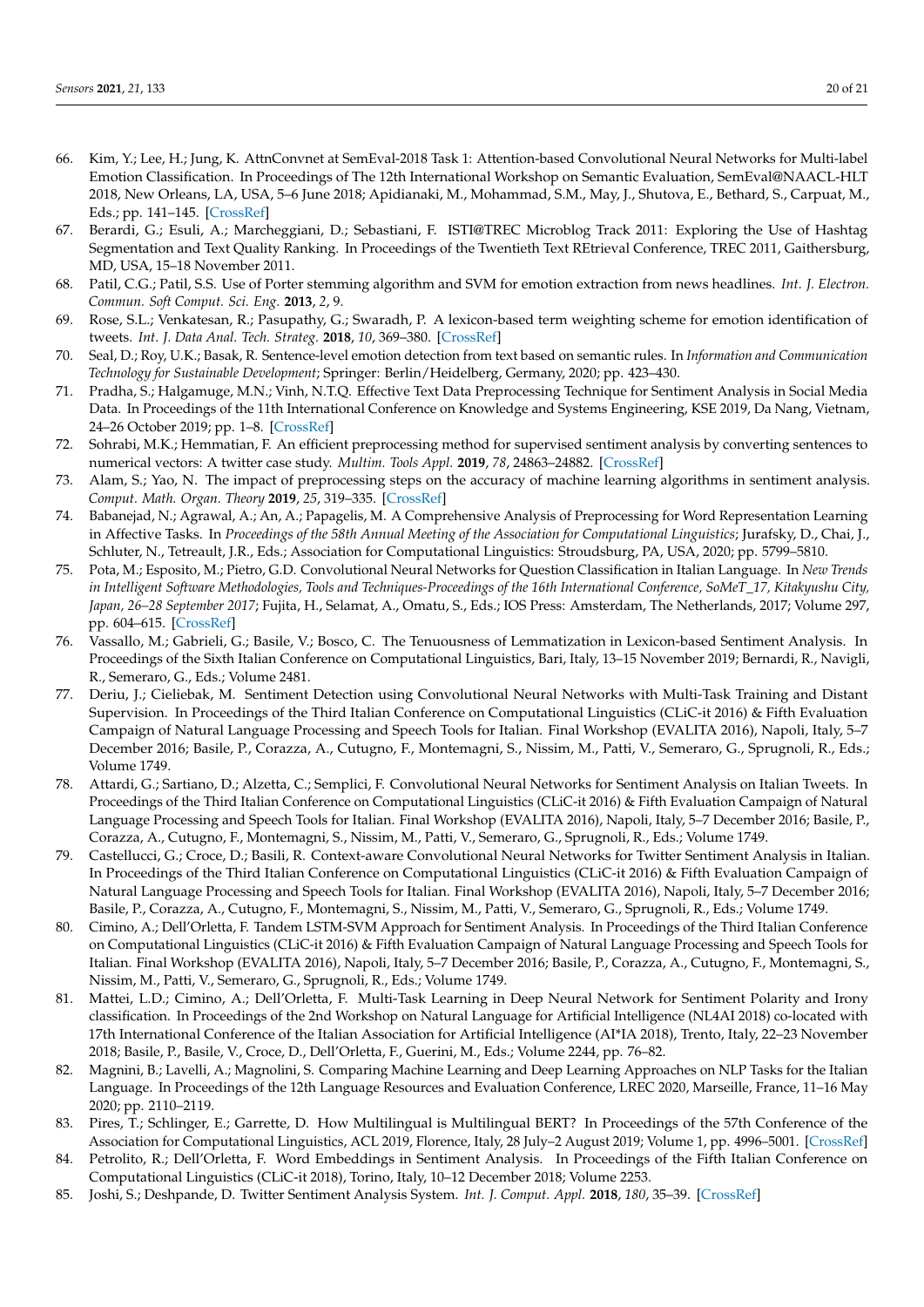66. Kim, Y.; Lee, H.; Jung, K. AttnConvnet at SemEval-2018 Task 1: Attention-based Convolutional Neural Networks for Multi-label Emotion Classification. In Proceedings of The 12th International Workshop on Semantic Evaluation, SemEval@NAACL-HLT 2018, New Orleans, LA, USA, 5–6 June 2018; Apidianaki, M., Mohammad, S.M., May, J., Shutova, E., Bethard, S., Carpuat, M., Eds.; pp. 141–145. [CrossRef]
67. Berardi, G.; Esuli, A.; Marcheggiani, D.; Sebastiani, F. ISTI@TREC Microblog Track 2011: Exploring the Use of Hashtag Segmentation and Text Quality Ranking. In Proceedings of the Twentieth Text REtrieval Conference, TREC 2011, Gaithersburg, MD, USA, 15–18 November 2011.
68. Patil, C.G.; Patil, S.S. Use of Porter stemming algorithm and SVM for emotion extraction from news headlines. *Int. J. Electron. Commun. Soft Comput. Sci. Eng.* **2013**, *2*, 9.
69. Rose, S.L.; Venkatesan, R.; Pasupathy, G.; Swaradh, P. A lexicon-based term weighting scheme for emotion identification of tweets. *Int. J. Data Anal. Tech. Strateg.* **2018**, *10*, 369–380. [CrossRef]
70. Seal, D.; Roy, U.K.; Basak, R. Sentence-level emotion detection from text based on semantic rules. In *Information and Communication Technology for Sustainable Development*; Springer: Berlin/Heidelberg, Germany, 2020; pp. 423–430.
71. Pradha, S.; Halgamuge, M.N.; Vinh, N.T.Q. Effective Text Data Preprocessing Technique for Sentiment Analysis in Social Media Data. In Proceedings of the 11th International Conference on Knowledge and Systems Engineering, KSE 2019, Da Nang, Vietnam, 24–26 October 2019; pp. 1–8. [CrossRef]
72. Sohrabi, M.K.; Hemmatian, F. An efficient preprocessing method for supervised sentiment analysis by converting sentences to numerical vectors: A twitter case study. *Multim. Tools Appl.* **2019**, *78*, 24863–24882. [CrossRef]
73. Alam, S.; Yao, N. The impact of preprocessing steps on the accuracy of machine learning algorithms in sentiment analysis. *Comput. Math. Organ. Theory* **2019**, *25*, 319–335. [CrossRef]
74. Babanejad, N.; Agrawal, A.; An, A.; Papagelis, M. A Comprehensive Analysis of Preprocessing for Word Representation Learning in Affective Tasks. In *Proceedings of the 58th Annual Meeting of the Association for Computational Linguistics*; Jurafsky, D., Chai, J., Schluter, N., Tetreault, J.R., Eds.; Association for Computational Linguistics: Stroudsburg, PA, USA, 2020; pp. 5799–5810.
75. Pota, M.; Esposito, M.; Pietro, G.D. Convolutional Neural Networks for Question Classification in Italian Language. In *New Trends in Intelligent Software Methodologies, Tools and Techniques-Proceedings of the 16th International Conference, SoMeT_17, Kitakyushu City, Japan, 26–28 September 2017*; Fujita, H., Selamat, A., Omatu, S., Eds.; IOS Press: Amsterdam, The Netherlands, 2017; Volume 297, pp. 604–615. [CrossRef]
76. Vassallo, M.; Gabrieli, G.; Basile, V.; Bosco, C. The Tenuousness of Lemmatization in Lexicon-based Sentiment Analysis. In Proceedings of the Sixth Italian Conference on Computational Linguistics, Bari, Italy, 13–15 November 2019; Bernardi, R., Navigli, R., Semeraro, G., Eds.; Volume 2481.
77. Deriu, J.; Cieliebak, M. Sentiment Detection using Convolutional Neural Networks with Multi-Task Training and Distant Supervision. In Proceedings of the Third Italian Conference on Computational Linguistics (CLiC-it 2016) & Fifth Evaluation Campaign of Natural Language Processing and Speech Tools for Italian. Final Workshop (EVALITA 2016), Napoli, Italy, 5–7 December 2016; Basile, P., Corazza, A., Cutugno, F., Montemagni, S., Nissim, M., Patti, V., Semeraro, G., Sprugnoli, R., Eds.; Volume 1749.
78. Attardi, G.; Sartiano, D.; Alzetta, C.; Semplici, F. Convolutional Neural Networks for Sentiment Analysis on Italian Tweets. In Proceedings of the Third Italian Conference on Computational Linguistics (CLiC-it 2016) & Fifth Evaluation Campaign of Natural Language Processing and Speech Tools for Italian. Final Workshop (EVALITA 2016), Napoli, Italy, 5–7 December 2016; Basile, P., Corazza, A., Cutugno, F., Montemagni, S., Nissim, M., Patti, V., Semeraro, G., Sprugnoli, R., Eds.; Volume 1749.
79. Castellucci, G.; Croce, D.; Basili, R. Context-aware Convolutional Neural Networks for Twitter Sentiment Analysis in Italian. In Proceedings of the Third Italian Conference on Computational Linguistics (CLiC-it 2016) & Fifth Evaluation Campaign of Natural Language Processing and Speech Tools for Italian. Final Workshop (EVALITA 2016), Napoli, Italy, 5–7 December 2016; Basile, P., Corazza, A., Cutugno, F., Montemagni, S., Nissim, M., Patti, V., Semeraro, G., Sprugnoli, R., Eds.; Volume 1749.
80. Cimino, A.; Dell'Orletta, F. Tandem LSTM-SVM Approach for Sentiment Analysis. In Proceedings of the Third Italian Conference on Computational Linguistics (CLiC-it 2016) & Fifth Evaluation Campaign of Natural Language Processing and Speech Tools for Italian. Final Workshop (EVALITA 2016), Napoli, Italy, 5–7 December 2016; Basile, P., Corazza, A., Cutugno, F., Montemagni, S., Nissim, M., Patti, V., Semeraro, G., Sprugnoli, R., Eds.; Volume 1749.
81. Mattei, L.D.; Cimino, A.; Dell'Orletta, F. Multi-Task Learning in Deep Neural Network for Sentiment Polarity and Irony classification. In Proceedings of the 2nd Workshop on Natural Language for Artificial Intelligence (NL4AI 2018) co-located with 17th International Conference of the Italian Association for Artificial Intelligence (AI*IA 2018), Trento, Italy, 22–23 November 2018; Basile, P., Basile, V., Croce, D., Dell'Orletta, F., Guerini, M., Eds.; Volume 2244, pp. 76–82.
82. Magnini, B.; Lavelli, A.; Magnolini, S. Comparing Machine Learning and Deep Learning Approaches on NLP Tasks for the Italian Language. In Proceedings of the 12th Language Resources and Evaluation Conference, LREC 2020, Marseille, France, 11–16 May 2020; pp. 2110–2119.
83. Pires, T.; Schlinger, E.; Garrette, D. How Multilingual is Multilingual BERT? In Proceedings of the 57th Conference of the Association for Computational Linguistics, ACL 2019, Florence, Italy, 28 July–2 August 2019; Volume 1, pp. 4996–5001. [CrossRef]
84. Petrolito, R.; Dell'Orletta, F. Word Embeddings in Sentiment Analysis. In Proceedings of the Fifth Italian Conference on Computational Linguistics (CLiC-it 2018), Torino, Italy, 10–12 December 2018; Volume 2253.
85. Joshi, S.; Deshpande, D. Twitter Sentiment Analysis System. *Int. J. Comput. Appl.* **2018**, *180*, 35–39. [CrossRef]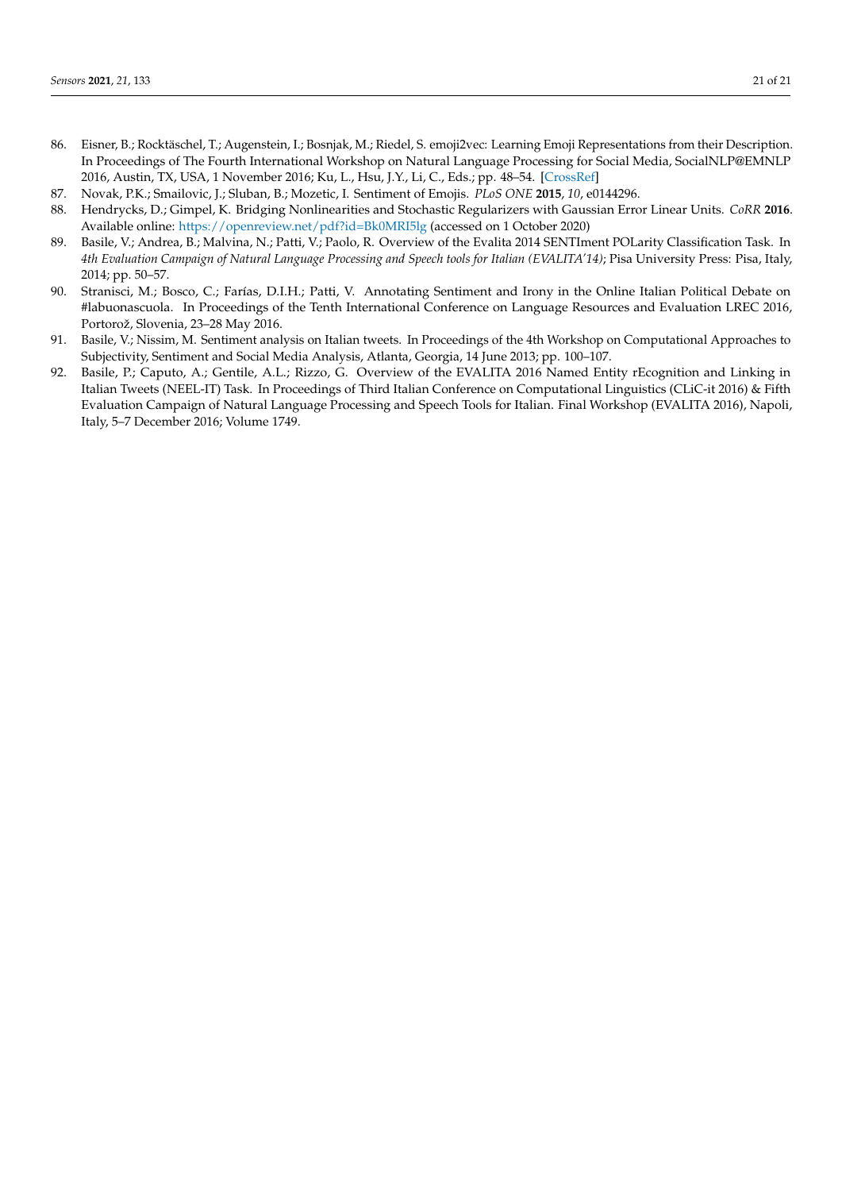86. Eisner, B.; Rocktäschel, T.; Augenstein, I.; Bosnjak, M.; Riedel, S. emoji2vec: Learning Emoji Representations from their Description. In Proceedings of The Fourth International Workshop on Natural Language Processing for Social Media, SocialNLP@EMNLP 2016, Austin, TX, USA, 1 November 2016; Ku, L., Hsu, J.Y., Li, C., Eds.; pp. 48–54. [CrossRef]
87. Novak, P.K.; Smailovic, J.; Sluban, B.; Mozetic, I. Sentiment of Emojis. *PLoS ONE* **2015**, *10*, e0144296.
88. Hendrycks, D.; Gimpel, K. Bridging Nonlinearities and Stochastic Regularizers with Gaussian Error Linear Units. *CoRR* **2016**. Available online: https://openreview.net/pdf?id=Bk0MRI5lg (accessed on 1 October 2020)
89. Basile, V.; Andrea, B.; Malvina, N.; Patti, V.; Paolo, R. Overview of the Evalita 2014 SENTIment POLarity Classification Task. In *4th Evaluation Campaign of Natural Language Processing and Speech tools for Italian (EVALITA'14)*; Pisa University Press: Pisa, Italy, 2014; pp. 50–57.
90. Stranisci, M.; Bosco, C.; Farías, D.I.H.; Patti, V. Annotating Sentiment and Irony in the Online Italian Political Debate on #labuonascuola. In Proceedings of the Tenth International Conference on Language Resources and Evaluation LREC 2016, Portorož, Slovenia, 23–28 May 2016.
91. Basile, V.; Nissim, M. Sentiment analysis on Italian tweets. In Proceedings of the 4th Workshop on Computational Approaches to Subjectivity, Sentiment and Social Media Analysis, Atlanta, Georgia, 14 June 2013; pp. 100–107.
92. Basile, P.; Caputo, A.; Gentile, A.L.; Rizzo, G. Overview of the EVALITA 2016 Named Entity rEcognition and Linking in Italian Tweets (NEEL-IT) Task. In Proceedings of Third Italian Conference on Computational Linguistics (CLiC-it 2016) & Fifth Evaluation Campaign of Natural Language Processing and Speech Tools for Italian. Final Workshop (EVALITA 2016), Napoli, Italy, 5–7 December 2016; Volume 1749.